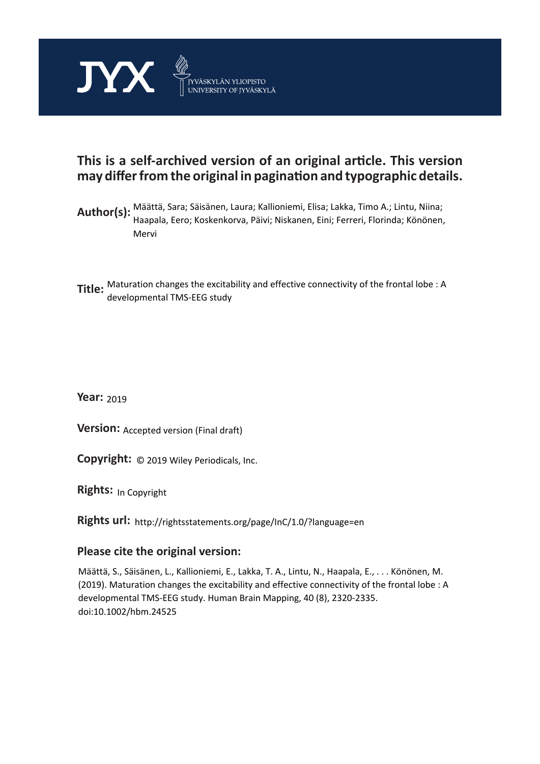JYX JYVÄSKYLÄN YLIOPISTO UNIVERSITY OF JYVÄSKYLÄ

# This is a self-archived version of an original article. This version may differ from the original in pagination and typographic details.

**Author(s):** Määttä, Sara; Säisänen, Laura; Kallioniemi, Elisa; Lakka, Timo A.; Lintu, Niina; Haapala, Eero; Koskenkorva, Päivi; Niskanen, Eini; Ferreri, Florinda; Könönen, Mervi

**Title:** Maturation changes the excitability and effective connectivity of the frontal lobe : A developmental TMS-EEG study

**Year:** 2019

**Version:** Accepted version (Final draft)

**Copyright:** © 2019 Wiley Periodicals, Inc.

**Rights:** In Copyright

**Rights url:** http://rightsstatements.org/page/InC/1.0/?language=en

## Please cite the original version:

Määttä, S., Säisänen, L., Kallioniemi, E., Lakka, T. A., Lintu, N., Haapala, E., . . . Könönen, M. (2019). Maturation changes the excitability and effective connectivity of the frontal lobe : A developmental TMS-EEG study. Human Brain Mapping, 40 (8), 2320-2335. doi:10.1002/hbm.24525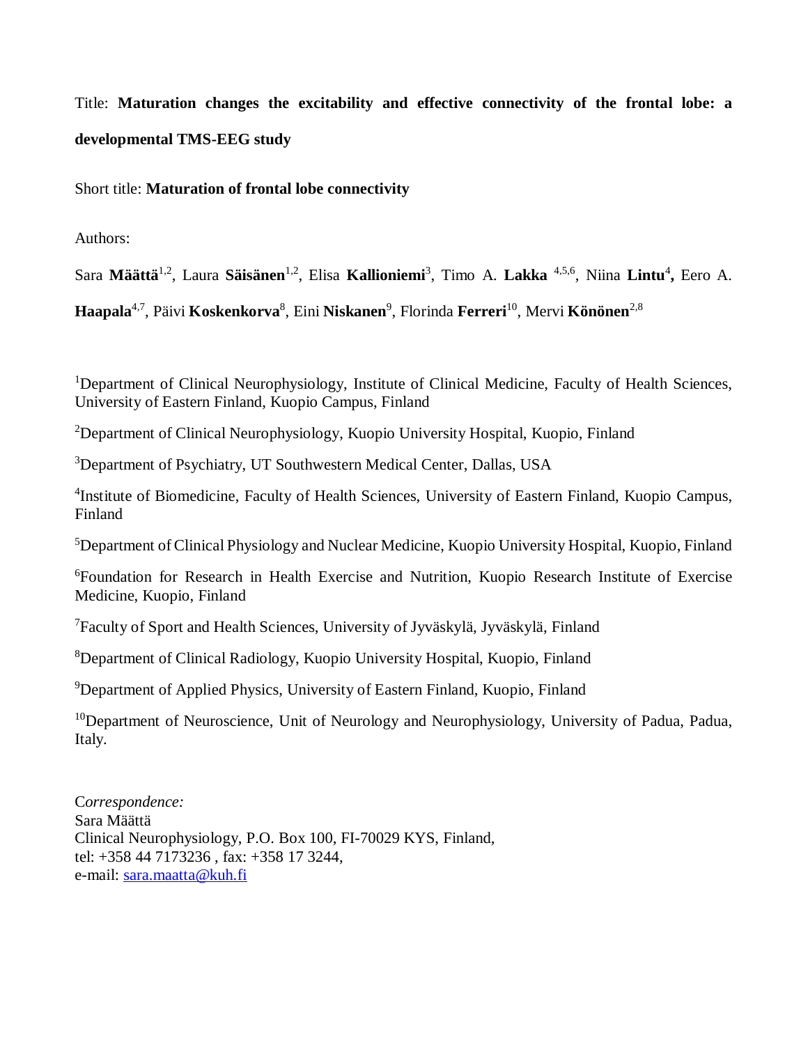Title: **Maturation changes the excitability and effective connectivity of the frontal lobe: a developmental TMS-EEG study**

Short title: **Maturation of frontal lobe connectivity**

Authors:

Sara **Määttä**[1,2], Laura **Säisänen**[1,2], Elisa **Kallioniemi**[3], Timo A. **Lakka** [4,5,6], Niina **Lintu**[4], Eero A. **Haapala**[4,7], Päivi **Koskenkorva**[8], Eini **Niskanen**[9], Florinda **Ferreri**[10], Mervi **Könönen**[2,8]

[1]Department of Clinical Neurophysiology, Institute of Clinical Medicine, Faculty of Health Sciences, University of Eastern Finland, Kuopio Campus, Finland

[2]Department of Clinical Neurophysiology, Kuopio University Hospital, Kuopio, Finland

[3]Department of Psychiatry, UT Southwestern Medical Center, Dallas, USA

[4]Institute of Biomedicine, Faculty of Health Sciences, University of Eastern Finland, Kuopio Campus, Finland

[5]Department of Clinical Physiology and Nuclear Medicine, Kuopio University Hospital, Kuopio, Finland

[6]Foundation for Research in Health Exercise and Nutrition, Kuopio Research Institute of Exercise Medicine, Kuopio, Finland

[7]Faculty of Sport and Health Sciences, University of Jyväskylä, Jyväskylä, Finland

[8]Department of Clinical Radiology, Kuopio University Hospital, Kuopio, Finland

[9]Department of Applied Physics, University of Eastern Finland, Kuopio, Finland

[10]Department of Neuroscience, Unit of Neurology and Neurophysiology, University of Padua, Padua, Italy.

C*orrespondence:*
Sara Määttä
Clinical Neurophysiology, P.O. Box 100, FI-70029 KYS, Finland,
tel: +358 44 7173236 , fax: +358 17 3244,
e-mail: sara.maatta@kuh.fi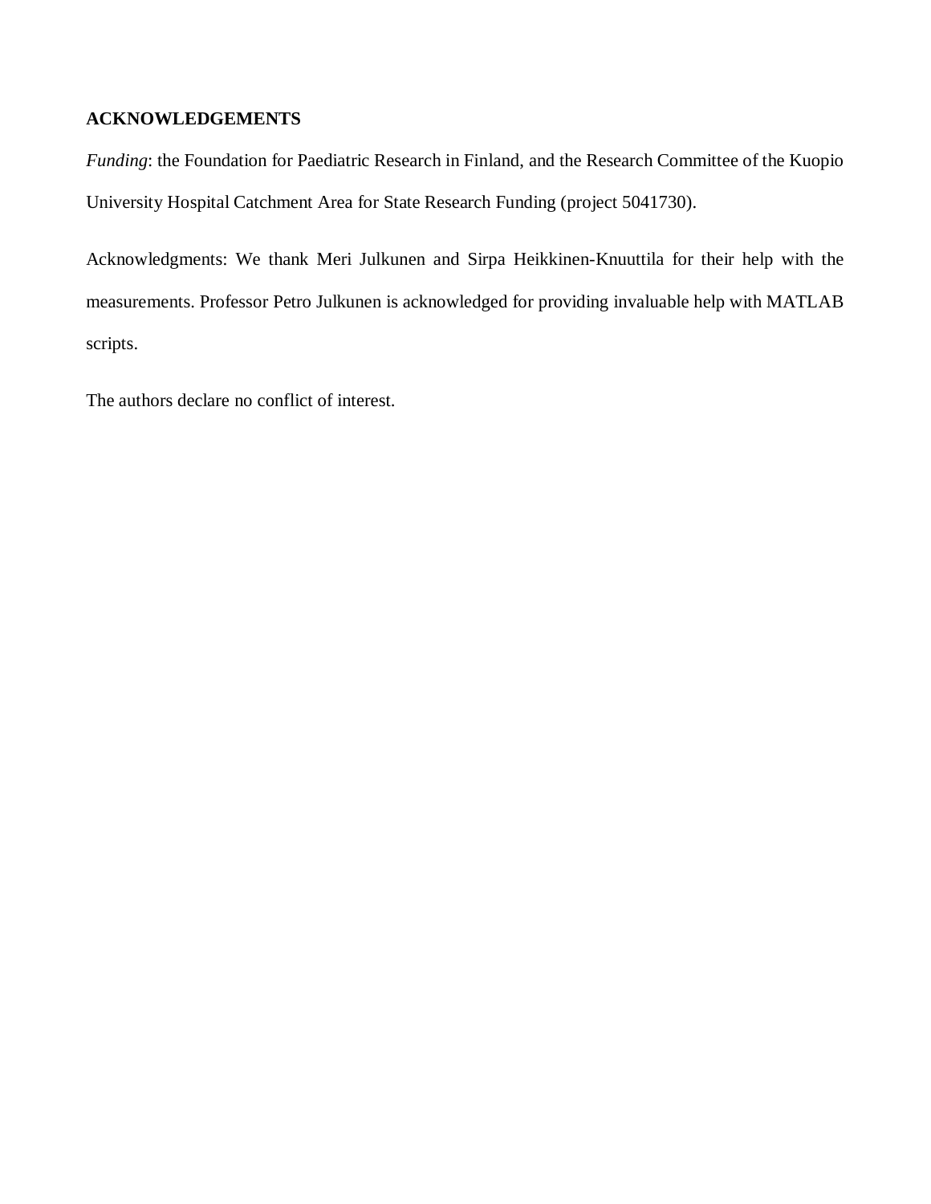## ACKNOWLEDGEMENTS

*Funding*: the Foundation for Paediatric Research in Finland, and the Research Committee of the Kuopio University Hospital Catchment Area for State Research Funding (project 5041730).

Acknowledgments: We thank Meri Julkunen and Sirpa Heikkinen-Knuuttila for their help with the measurements. Professor Petro Julkunen is acknowledged for providing invaluable help with MATLAB scripts.

The authors declare no conflict of interest.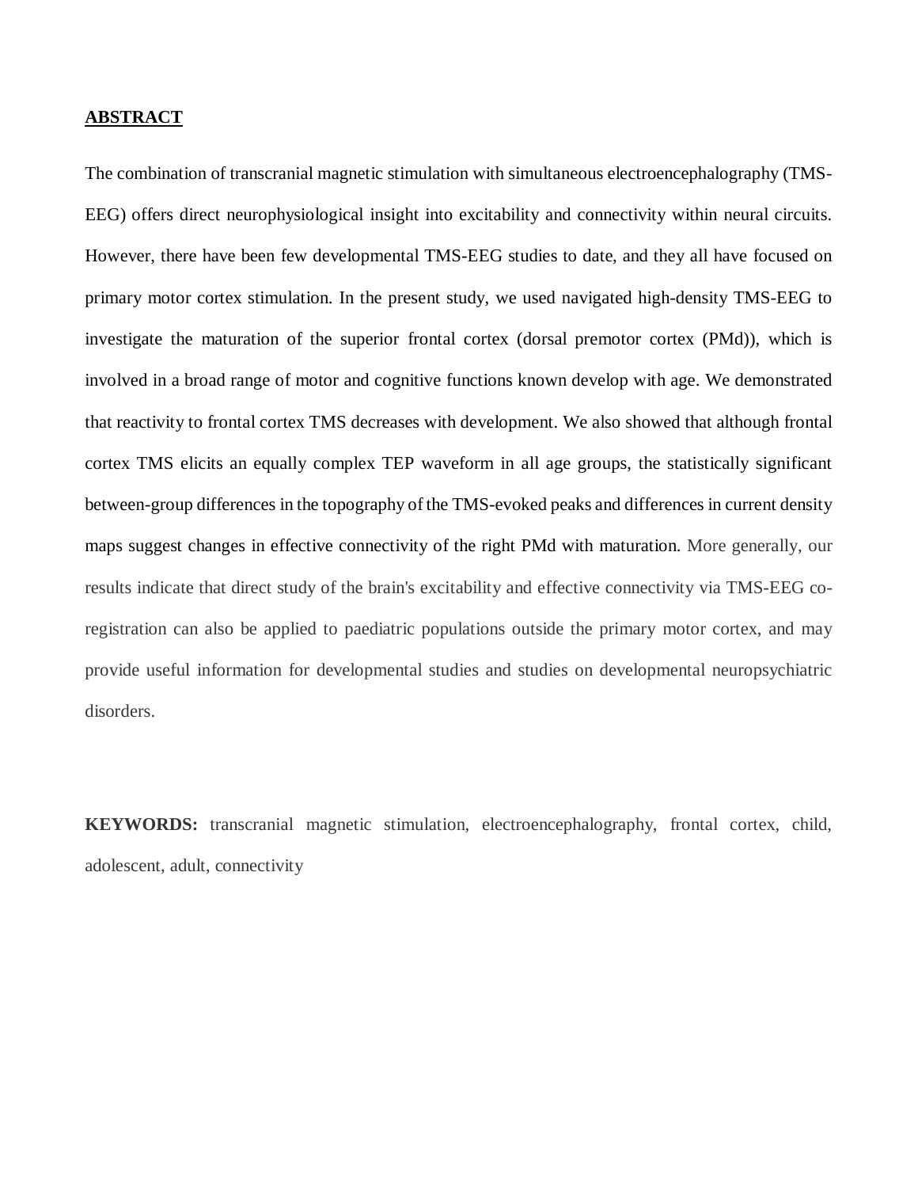## ABSTRACT

The combination of transcranial magnetic stimulation with simultaneous electroencephalography (TMS-EEG) offers direct neurophysiological insight into excitability and connectivity within neural circuits. However, there have been few developmental TMS-EEG studies to date, and they all have focused on primary motor cortex stimulation. In the present study, we used navigated high-density TMS-EEG to investigate the maturation of the superior frontal cortex (dorsal premotor cortex (PMd)), which is involved in a broad range of motor and cognitive functions known develop with age. We demonstrated that reactivity to frontal cortex TMS decreases with development. We also showed that although frontal cortex TMS elicits an equally complex TEP waveform in all age groups, the statistically significant between-group differences in the topography of the TMS-evoked peaks and differences in current density maps suggest changes in effective connectivity of the right PMd with maturation. More generally, our results indicate that direct study of the brain's excitability and effective connectivity via TMS-EEG co-registration can also be applied to paediatric populations outside the primary motor cortex, and may provide useful information for developmental studies and studies on developmental neuropsychiatric disorders.

**KEYWORDS:** transcranial magnetic stimulation, electroencephalography, frontal cortex, child, adolescent, adult, connectivity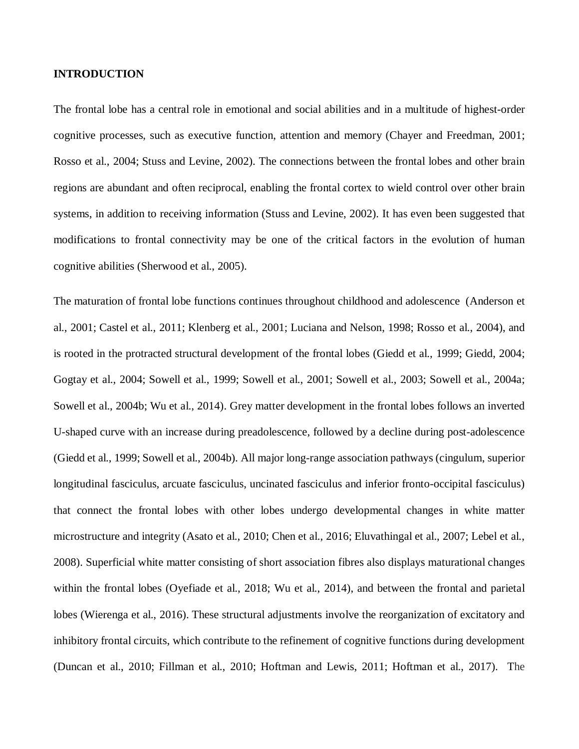# INTRODUCTION

The frontal lobe has a central role in emotional and social abilities and in a multitude of highest-order cognitive processes, such as executive function, attention and memory (Chayer and Freedman, 2001; Rosso et al., 2004; Stuss and Levine, 2002). The connections between the frontal lobes and other brain regions are abundant and often reciprocal, enabling the frontal cortex to wield control over other brain systems, in addition to receiving information (Stuss and Levine, 2002). It has even been suggested that modifications to frontal connectivity may be one of the critical factors in the evolution of human cognitive abilities (Sherwood et al., 2005).

The maturation of frontal lobe functions continues throughout childhood and adolescence (Anderson et al., 2001; Castel et al., 2011; Klenberg et al., 2001; Luciana and Nelson, 1998; Rosso et al., 2004), and is rooted in the protracted structural development of the frontal lobes (Giedd et al., 1999; Giedd, 2004; Gogtay et al., 2004; Sowell et al., 1999; Sowell et al., 2001; Sowell et al., 2003; Sowell et al., 2004a; Sowell et al., 2004b; Wu et al., 2014). Grey matter development in the frontal lobes follows an inverted U-shaped curve with an increase during preadolescence, followed by a decline during post-adolescence (Giedd et al., 1999; Sowell et al., 2004b). All major long-range association pathways (cingulum, superior longitudinal fasciculus, arcuate fasciculus, uncinated fasciculus and inferior fronto-occipital fasciculus) that connect the frontal lobes with other lobes undergo developmental changes in white matter microstructure and integrity (Asato et al., 2010; Chen et al., 2016; Eluvathingal et al., 2007; Lebel et al., 2008). Superficial white matter consisting of short association fibres also displays maturational changes within the frontal lobes (Oyefiade et al., 2018; Wu et al., 2014), and between the frontal and parietal lobes (Wierenga et al., 2016). These structural adjustments involve the reorganization of excitatory and inhibitory frontal circuits, which contribute to the refinement of cognitive functions during development (Duncan et al., 2010; Fillman et al., 2010; Hoftman and Lewis, 2011; Hoftman et al., 2017). The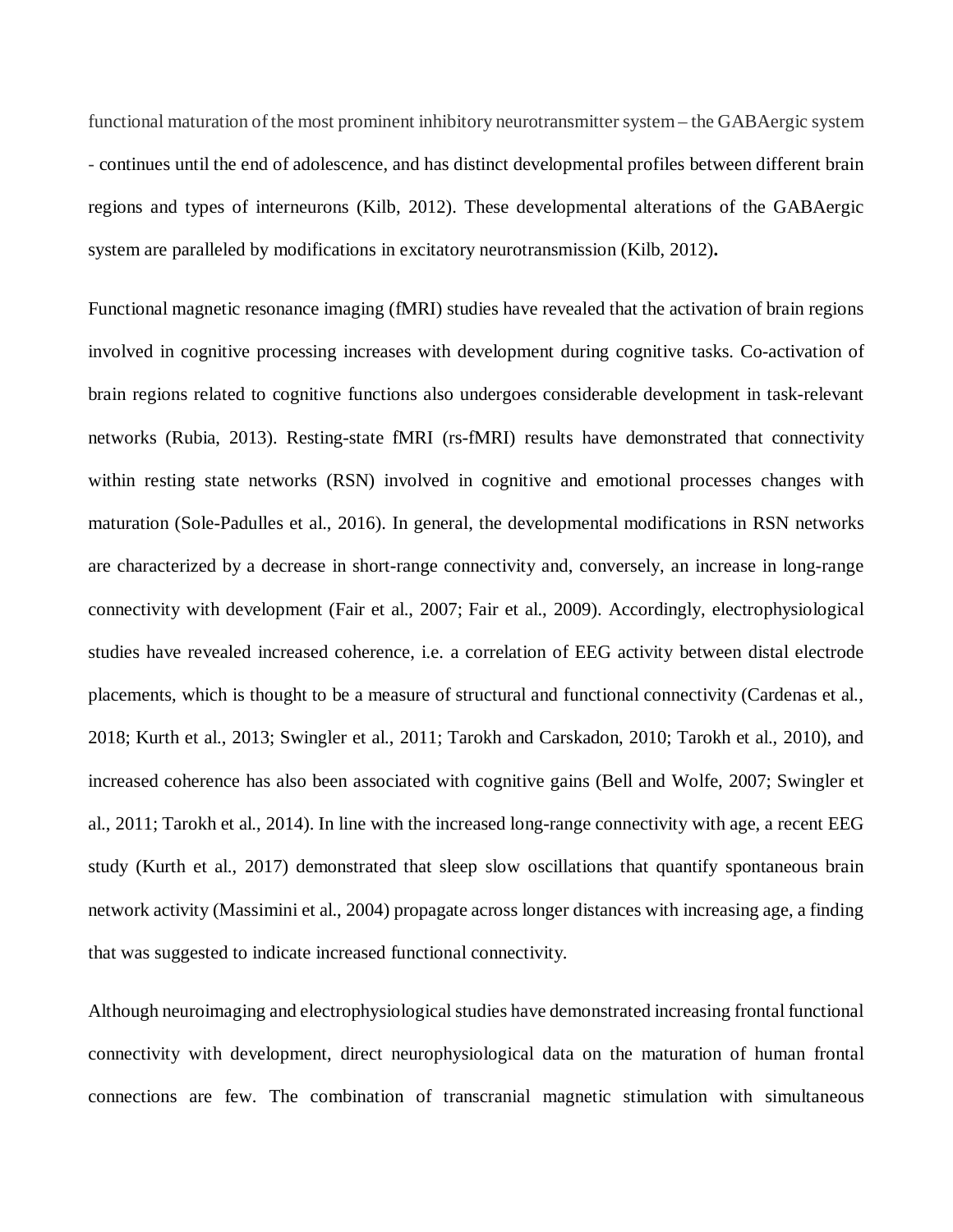functional maturation of the most prominent inhibitory neurotransmitter system – the GABAergic system - continues until the end of adolescence, and has distinct developmental profiles between different brain regions and types of interneurons (Kilb, 2012). These developmental alterations of the GABAergic system are paralleled by modifications in excitatory neurotransmission (Kilb, 2012)**.**

Functional magnetic resonance imaging (fMRI) studies have revealed that the activation of brain regions involved in cognitive processing increases with development during cognitive tasks. Co-activation of brain regions related to cognitive functions also undergoes considerable development in task-relevant networks (Rubia, 2013). Resting-state fMRI (rs-fMRI) results have demonstrated that connectivity within resting state networks (RSN) involved in cognitive and emotional processes changes with maturation (Sole-Padulles et al., 2016). In general, the developmental modifications in RSN networks are characterized by a decrease in short-range connectivity and, conversely, an increase in long-range connectivity with development (Fair et al., 2007; Fair et al., 2009). Accordingly, electrophysiological studies have revealed increased coherence, i.e. a correlation of EEG activity between distal electrode placements, which is thought to be a measure of structural and functional connectivity (Cardenas et al., 2018; Kurth et al., 2013; Swingler et al., 2011; Tarokh and Carskadon, 2010; Tarokh et al., 2010), and increased coherence has also been associated with cognitive gains (Bell and Wolfe, 2007; Swingler et al., 2011; Tarokh et al., 2014). In line with the increased long-range connectivity with age, a recent EEG study (Kurth et al., 2017) demonstrated that sleep slow oscillations that quantify spontaneous brain network activity (Massimini et al., 2004) propagate across longer distances with increasing age, a finding that was suggested to indicate increased functional connectivity.

Although neuroimaging and electrophysiological studies have demonstrated increasing frontal functional connectivity with development, direct neurophysiological data on the maturation of human frontal connections are few. The combination of transcranial magnetic stimulation with simultaneous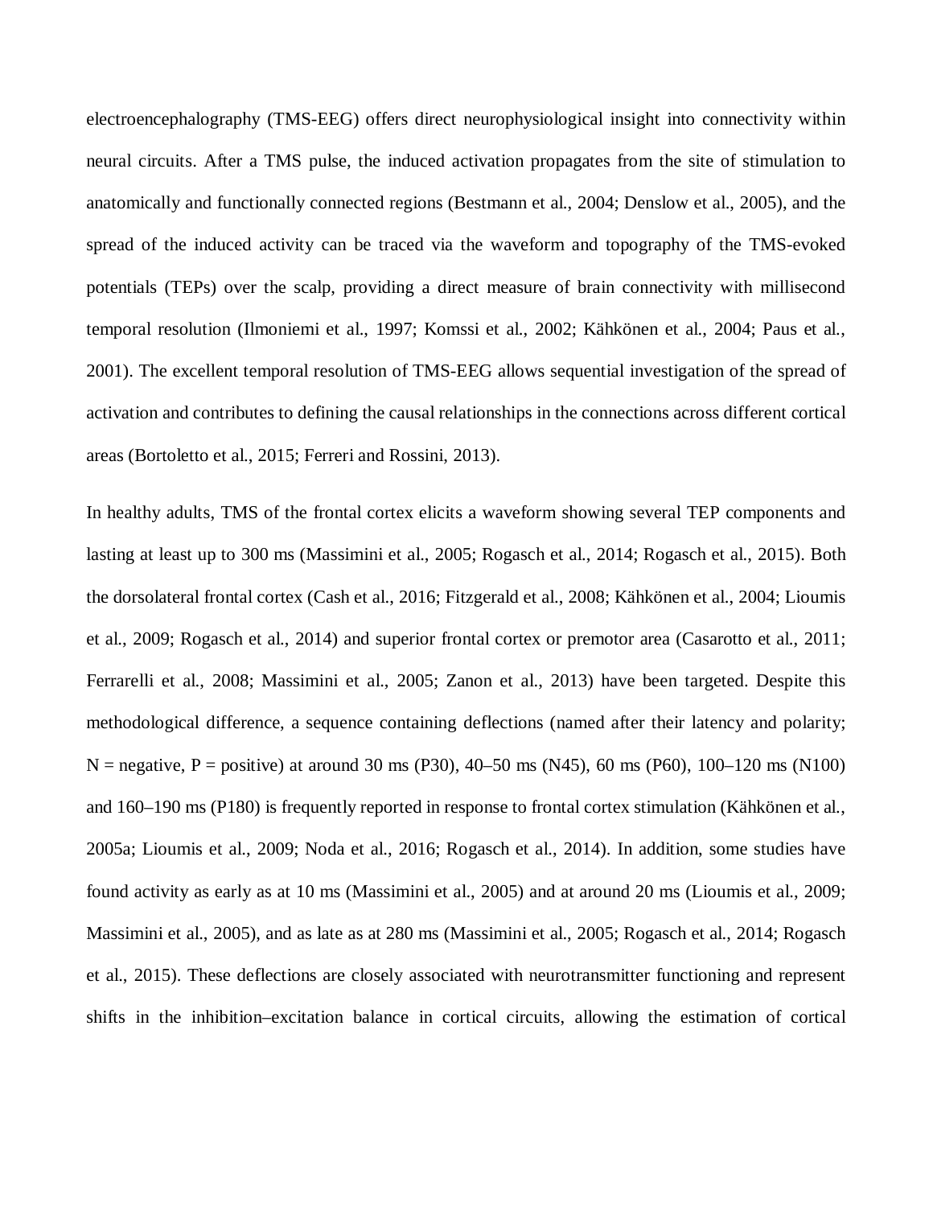electroencephalography (TMS-EEG) offers direct neurophysiological insight into connectivity within neural circuits. After a TMS pulse, the induced activation propagates from the site of stimulation to anatomically and functionally connected regions (Bestmann et al., 2004; Denslow et al., 2005), and the spread of the induced activity can be traced via the waveform and topography of the TMS-evoked potentials (TEPs) over the scalp, providing a direct measure of brain connectivity with millisecond temporal resolution (Ilmoniemi et al., 1997; Komssi et al., 2002; Kähkönen et al., 2004; Paus et al., 2001). The excellent temporal resolution of TMS-EEG allows sequential investigation of the spread of activation and contributes to defining the causal relationships in the connections across different cortical areas (Bortoletto et al., 2015; Ferreri and Rossini, 2013).

In healthy adults, TMS of the frontal cortex elicits a waveform showing several TEP components and lasting at least up to 300 ms (Massimini et al., 2005; Rogasch et al., 2014; Rogasch et al., 2015). Both the dorsolateral frontal cortex (Cash et al., 2016; Fitzgerald et al., 2008; Kähkönen et al., 2004; Lioumis et al., 2009; Rogasch et al., 2014) and superior frontal cortex or premotor area (Casarotto et al., 2011; Ferrarelli et al., 2008; Massimini et al., 2005; Zanon et al., 2013) have been targeted. Despite this methodological difference, a sequence containing deflections (named after their latency and polarity; N = negative, P = positive) at around 30 ms (P30), 40–50 ms (N45), 60 ms (P60), 100–120 ms (N100) and 160–190 ms (P180) is frequently reported in response to frontal cortex stimulation (Kähkönen et al., 2005a; Lioumis et al., 2009; Noda et al., 2016; Rogasch et al., 2014). In addition, some studies have found activity as early as at 10 ms (Massimini et al., 2005) and at around 20 ms (Lioumis et al., 2009; Massimini et al., 2005), and as late as at 280 ms (Massimini et al., 2005; Rogasch et al., 2014; Rogasch et al., 2015). These deflections are closely associated with neurotransmitter functioning and represent shifts in the inhibition–excitation balance in cortical circuits, allowing the estimation of cortical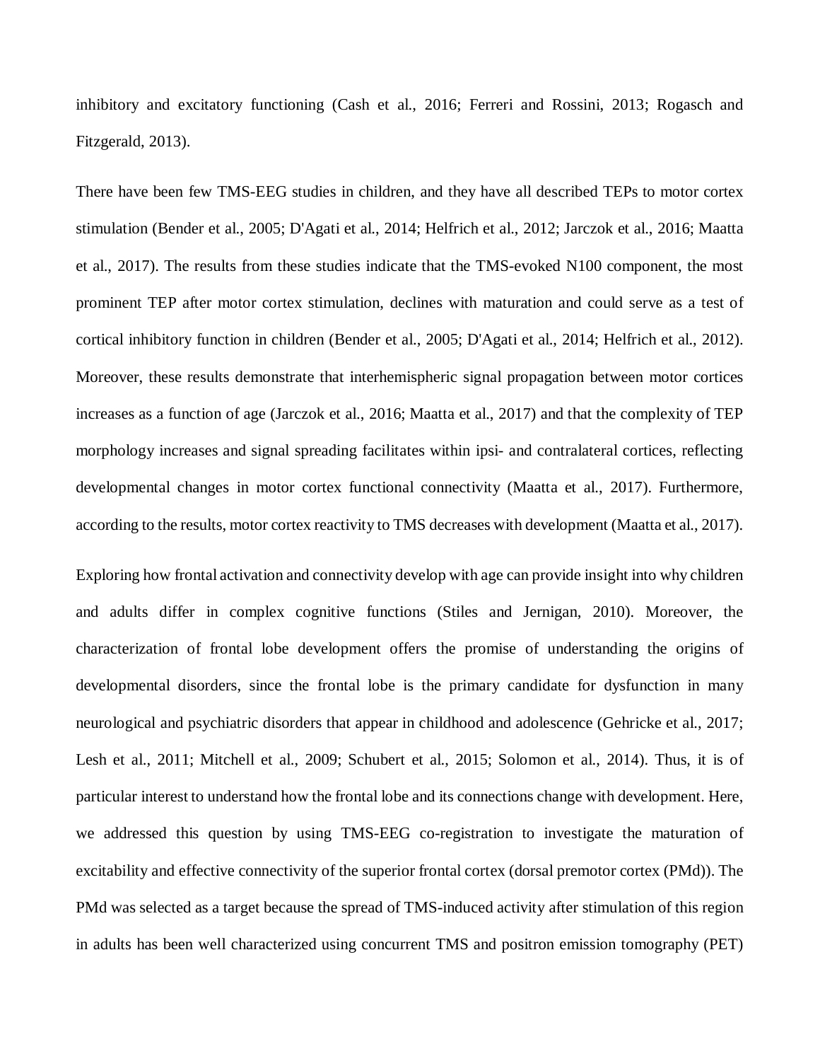inhibitory and excitatory functioning (Cash et al., 2016; Ferreri and Rossini, 2013; Rogasch and Fitzgerald, 2013).

There have been few TMS-EEG studies in children, and they have all described TEPs to motor cortex stimulation (Bender et al., 2005; D'Agati et al., 2014; Helfrich et al., 2012; Jarczok et al., 2016; Maatta et al., 2017). The results from these studies indicate that the TMS-evoked N100 component, the most prominent TEP after motor cortex stimulation, declines with maturation and could serve as a test of cortical inhibitory function in children (Bender et al., 2005; D'Agati et al., 2014; Helfrich et al., 2012). Moreover, these results demonstrate that interhemispheric signal propagation between motor cortices increases as a function of age (Jarczok et al., 2016; Maatta et al., 2017) and that the complexity of TEP morphology increases and signal spreading facilitates within ipsi- and contralateral cortices, reflecting developmental changes in motor cortex functional connectivity (Maatta et al., 2017). Furthermore, according to the results, motor cortex reactivity to TMS decreases with development (Maatta et al., 2017).

Exploring how frontal activation and connectivity develop with age can provide insight into why children and adults differ in complex cognitive functions (Stiles and Jernigan, 2010). Moreover, the characterization of frontal lobe development offers the promise of understanding the origins of developmental disorders, since the frontal lobe is the primary candidate for dysfunction in many neurological and psychiatric disorders that appear in childhood and adolescence (Gehricke et al., 2017; Lesh et al., 2011; Mitchell et al., 2009; Schubert et al., 2015; Solomon et al., 2014). Thus, it is of particular interest to understand how the frontal lobe and its connections change with development. Here, we addressed this question by using TMS-EEG co-registration to investigate the maturation of excitability and effective connectivity of the superior frontal cortex (dorsal premotor cortex (PMd)). The PMd was selected as a target because the spread of TMS-induced activity after stimulation of this region in adults has been well characterized using concurrent TMS and positron emission tomography (PET)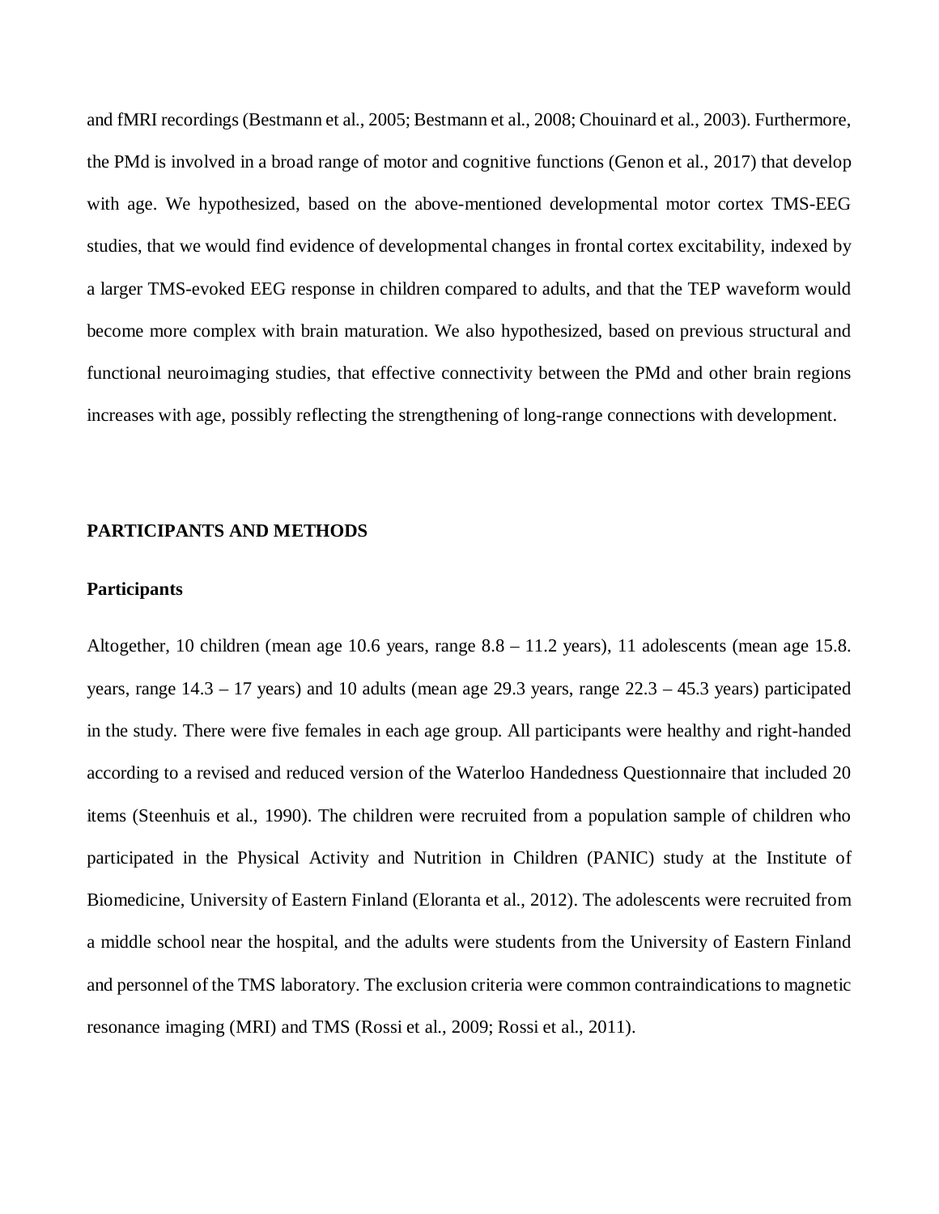and fMRI recordings (Bestmann et al., 2005; Bestmann et al., 2008; Chouinard et al., 2003). Furthermore, the PMd is involved in a broad range of motor and cognitive functions (Genon et al., 2017) that develop with age. We hypothesized, based on the above-mentioned developmental motor cortex TMS-EEG studies, that we would find evidence of developmental changes in frontal cortex excitability, indexed by a larger TMS-evoked EEG response in children compared to adults, and that the TEP waveform would become more complex with brain maturation. We also hypothesized, based on previous structural and functional neuroimaging studies, that effective connectivity between the PMd and other brain regions increases with age, possibly reflecting the strengthening of long-range connections with development.

## PARTICIPANTS AND METHODS

### Participants

Altogether, 10 children (mean age 10.6 years, range 8.8 – 11.2 years), 11 adolescents (mean age 15.8. years, range 14.3 – 17 years) and 10 adults (mean age 29.3 years, range 22.3 – 45.3 years) participated in the study. There were five females in each age group. All participants were healthy and right-handed according to a revised and reduced version of the Waterloo Handedness Questionnaire that included 20 items (Steenhuis et al., 1990). The children were recruited from a population sample of children who participated in the Physical Activity and Nutrition in Children (PANIC) study at the Institute of Biomedicine, University of Eastern Finland (Eloranta et al., 2012). The adolescents were recruited from a middle school near the hospital, and the adults were students from the University of Eastern Finland and personnel of the TMS laboratory. The exclusion criteria were common contraindications to magnetic resonance imaging (MRI) and TMS (Rossi et al., 2009; Rossi et al., 2011).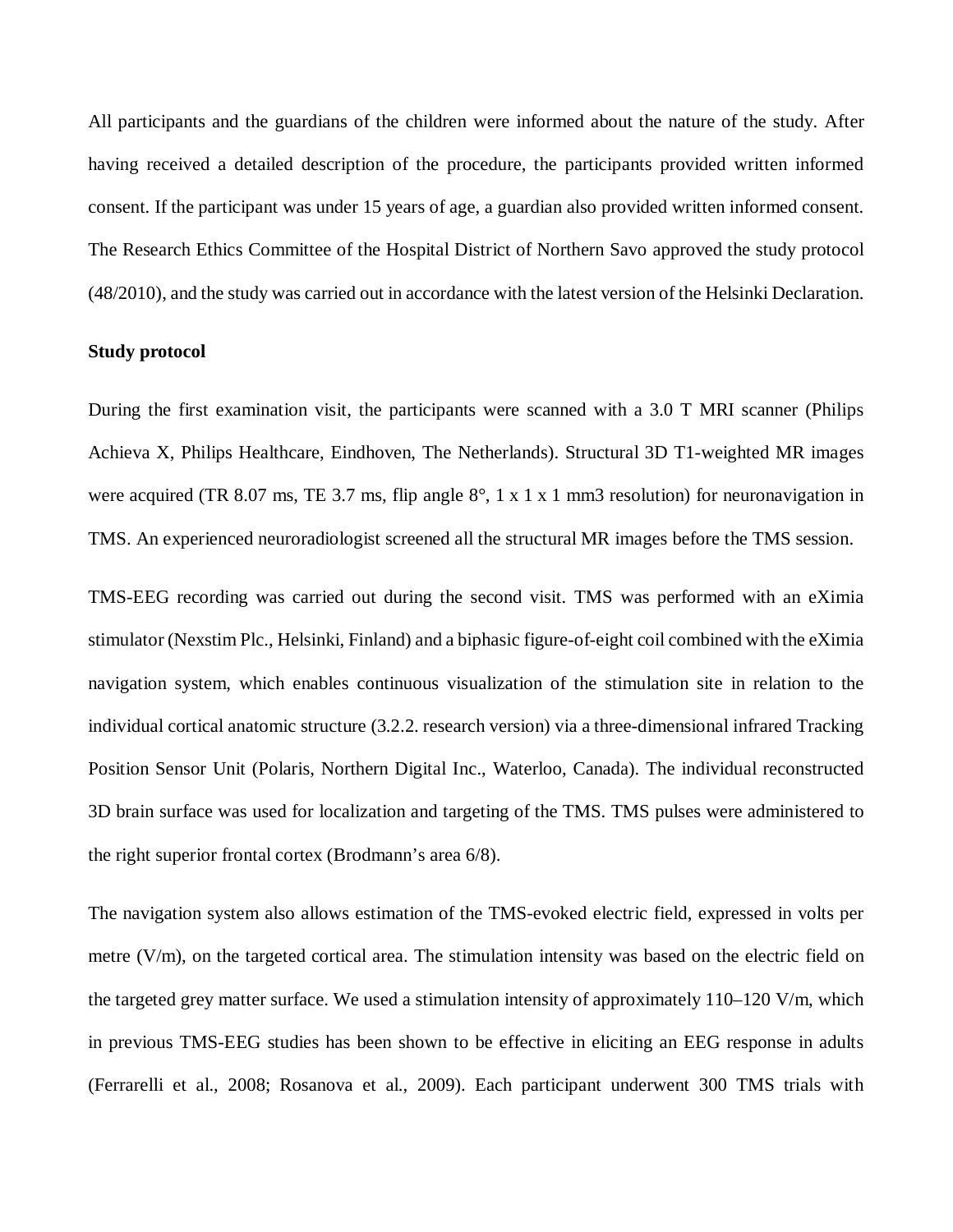All participants and the guardians of the children were informed about the nature of the study. After having received a detailed description of the procedure, the participants provided written informed consent. If the participant was under 15 years of age, a guardian also provided written informed consent. The Research Ethics Committee of the Hospital District of Northern Savo approved the study protocol (48/2010), and the study was carried out in accordance with the latest version of the Helsinki Declaration.

### Study protocol

During the first examination visit, the participants were scanned with a 3.0 T MRI scanner (Philips Achieva X, Philips Healthcare, Eindhoven, The Netherlands). Structural 3D T1-weighted MR images were acquired (TR 8.07 ms, TE 3.7 ms, flip angle 8°, 1 x 1 x 1 mm3 resolution) for neuronavigation in TMS. An experienced neuroradiologist screened all the structural MR images before the TMS session.

TMS-EEG recording was carried out during the second visit. TMS was performed with an eXimia stimulator (Nexstim Plc., Helsinki, Finland) and a biphasic figure-of-eight coil combined with the eXimia navigation system, which enables continuous visualization of the stimulation site in relation to the individual cortical anatomic structure (3.2.2. research version) via a three-dimensional infrared Tracking Position Sensor Unit (Polaris, Northern Digital Inc., Waterloo, Canada). The individual reconstructed 3D brain surface was used for localization and targeting of the TMS. TMS pulses were administered to the right superior frontal cortex (Brodmann's area 6/8).

The navigation system also allows estimation of the TMS-evoked electric field, expressed in volts per metre (V/m), on the targeted cortical area. The stimulation intensity was based on the electric field on the targeted grey matter surface. We used a stimulation intensity of approximately 110–120 V/m, which in previous TMS-EEG studies has been shown to be effective in eliciting an EEG response in adults (Ferrarelli et al., 2008; Rosanova et al., 2009). Each participant underwent 300 TMS trials with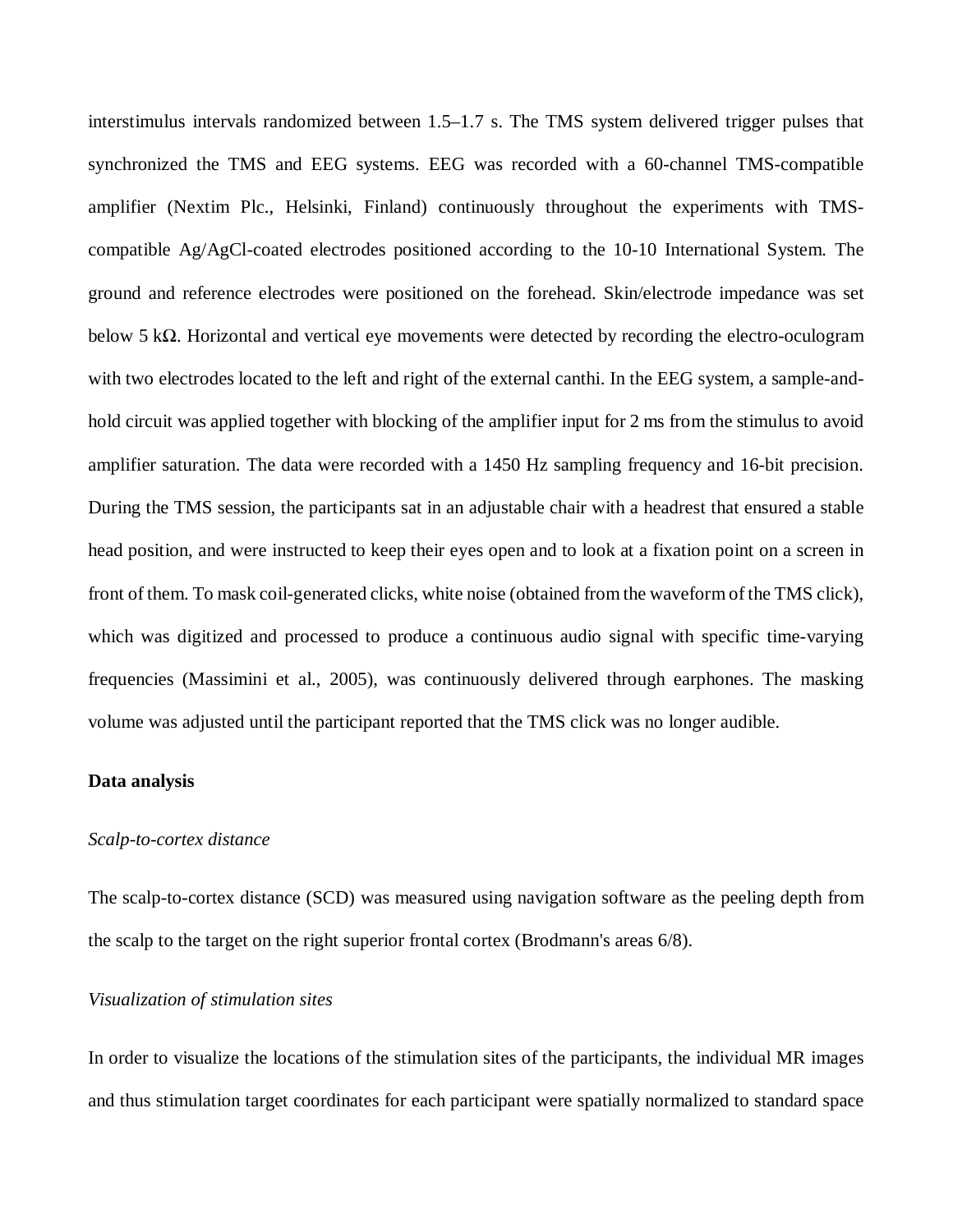interstimulus intervals randomized between 1.5–1.7 s. The TMS system delivered trigger pulses that synchronized the TMS and EEG systems. EEG was recorded with a 60-channel TMS-compatible amplifier (Nextim Plc., Helsinki, Finland) continuously throughout the experiments with TMS-compatible Ag/AgCl-coated electrodes positioned according to the 10-10 International System. The ground and reference electrodes were positioned on the forehead. Skin/electrode impedance was set below 5 kΩ. Horizontal and vertical eye movements were detected by recording the electro-oculogram with two electrodes located to the left and right of the external canthi. In the EEG system, a sample-and-hold circuit was applied together with blocking of the amplifier input for 2 ms from the stimulus to avoid amplifier saturation. The data were recorded with a 1450 Hz sampling frequency and 16-bit precision. During the TMS session, the participants sat in an adjustable chair with a headrest that ensured a stable head position, and were instructed to keep their eyes open and to look at a fixation point on a screen in front of them. To mask coil-generated clicks, white noise (obtained from the waveform of the TMS click), which was digitized and processed to produce a continuous audio signal with specific time-varying frequencies (Massimini et al., 2005), was continuously delivered through earphones. The masking volume was adjusted until the participant reported that the TMS click was no longer audible.

**Data analysis**

*Scalp-to-cortex distance*

The scalp-to-cortex distance (SCD) was measured using navigation software as the peeling depth from the scalp to the target on the right superior frontal cortex (Brodmann's areas 6/8).

*Visualization of stimulation sites*

In order to visualize the locations of the stimulation sites of the participants, the individual MR images and thus stimulation target coordinates for each participant were spatially normalized to standard space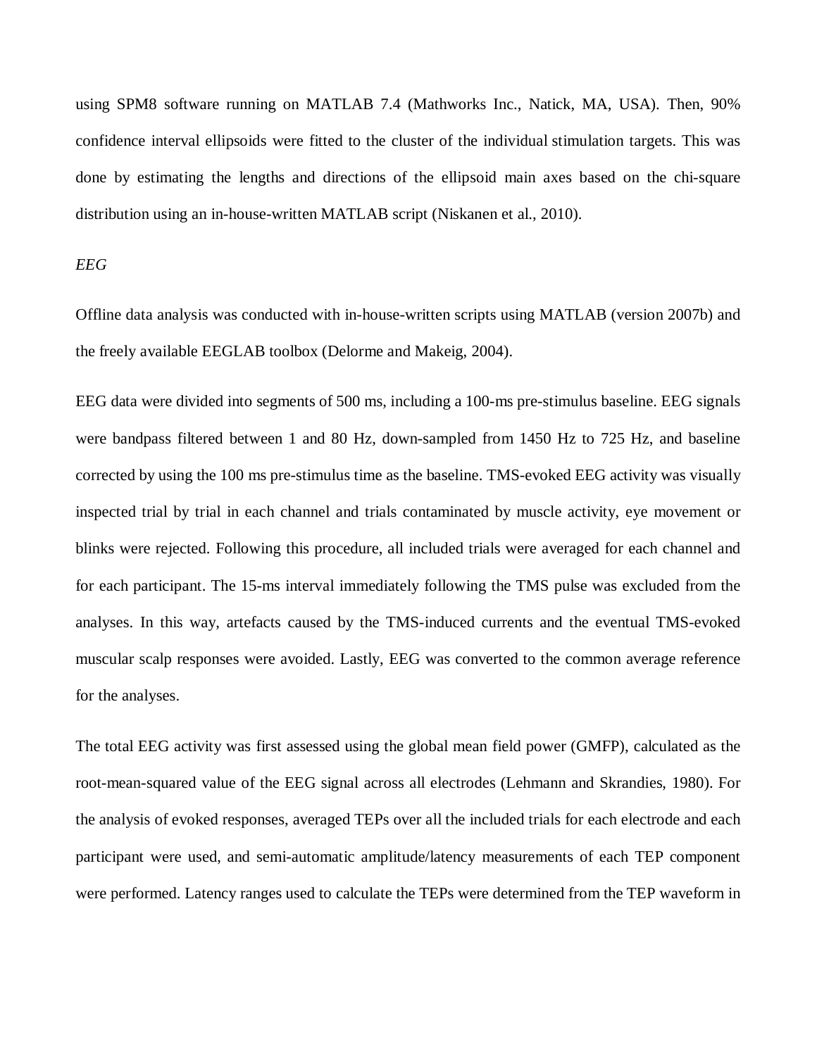using SPM8 software running on MATLAB 7.4 (Mathworks Inc., Natick, MA, USA). Then, 90% confidence interval ellipsoids were fitted to the cluster of the individual stimulation targets. This was done by estimating the lengths and directions of the ellipsoid main axes based on the chi-square distribution using an in-house-written MATLAB script (Niskanen et al., 2010).

*EEG*

Offline data analysis was conducted with in-house-written scripts using MATLAB (version 2007b) and the freely available EEGLAB toolbox (Delorme and Makeig, 2004).

EEG data were divided into segments of 500 ms, including a 100-ms pre-stimulus baseline. EEG signals were bandpass filtered between 1 and 80 Hz, down-sampled from 1450 Hz to 725 Hz, and baseline corrected by using the 100 ms pre-stimulus time as the baseline. TMS-evoked EEG activity was visually inspected trial by trial in each channel and trials contaminated by muscle activity, eye movement or blinks were rejected. Following this procedure, all included trials were averaged for each channel and for each participant. The 15-ms interval immediately following the TMS pulse was excluded from the analyses. In this way, artefacts caused by the TMS-induced currents and the eventual TMS-evoked muscular scalp responses were avoided. Lastly, EEG was converted to the common average reference for the analyses.

The total EEG activity was first assessed using the global mean field power (GMFP), calculated as the root-mean-squared value of the EEG signal across all electrodes (Lehmann and Skrandies, 1980). For the analysis of evoked responses, averaged TEPs over all the included trials for each electrode and each participant were used, and semi-automatic amplitude/latency measurements of each TEP component were performed. Latency ranges used to calculate the TEPs were determined from the TEP waveform in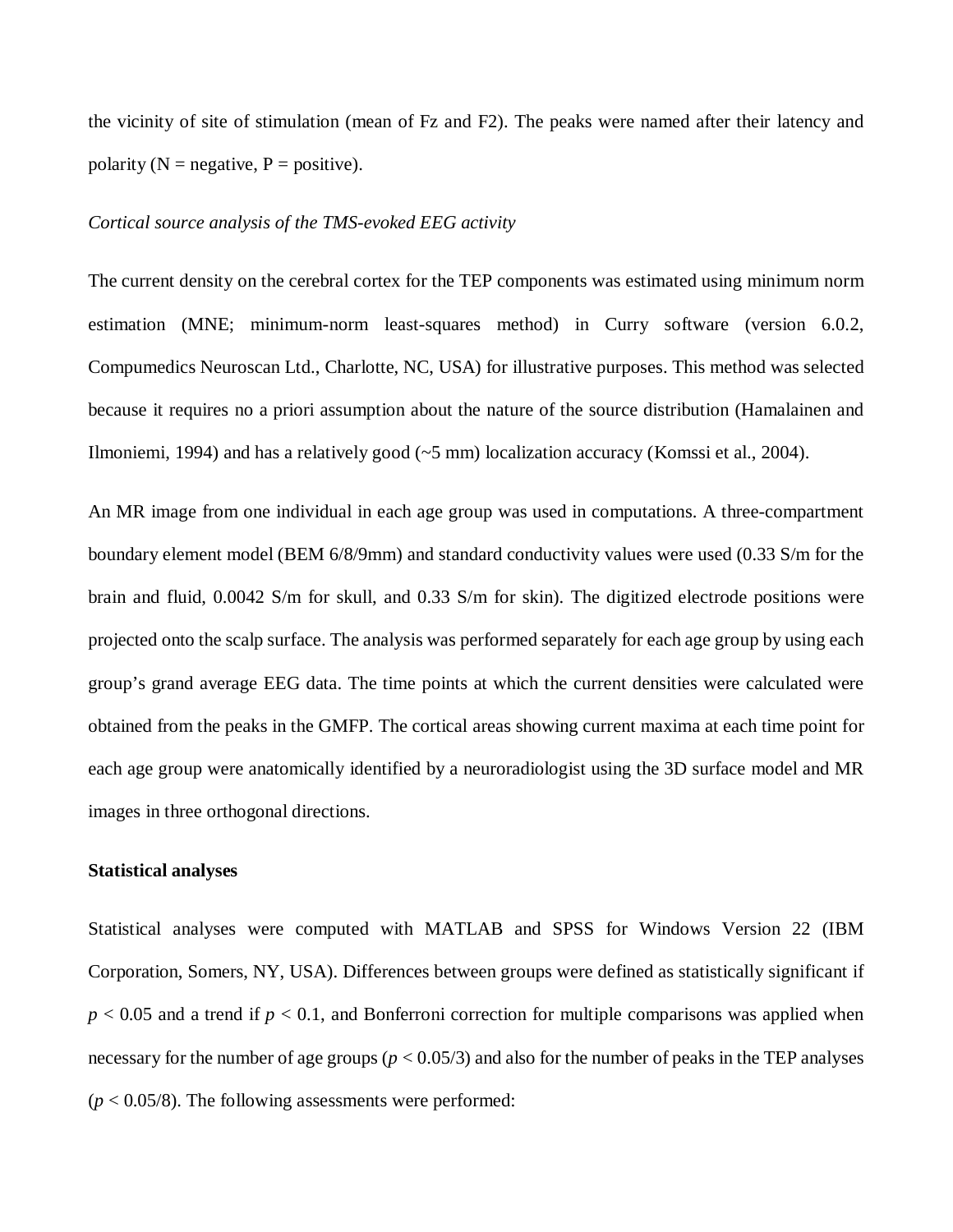the vicinity of site of stimulation (mean of Fz and F2). The peaks were named after their latency and polarity (N = negative, P = positive).

*Cortical source analysis of the TMS-evoked EEG activity*

The current density on the cerebral cortex for the TEP components was estimated using minimum norm estimation (MNE; minimum-norm least-squares method) in Curry software (version 6.0.2, Compumedics Neuroscan Ltd., Charlotte, NC, USA) for illustrative purposes. This method was selected because it requires no a priori assumption about the nature of the source distribution (Hamalainen and Ilmoniemi, 1994) and has a relatively good (~5 mm) localization accuracy (Komssi et al., 2004).

An MR image from one individual in each age group was used in computations. A three-compartment boundary element model (BEM 6/8/9mm) and standard conductivity values were used (0.33 S/m for the brain and fluid, 0.0042 S/m for skull, and 0.33 S/m for skin). The digitized electrode positions were projected onto the scalp surface. The analysis was performed separately for each age group by using each group's grand average EEG data. The time points at which the current densities were calculated were obtained from the peaks in the GMFP. The cortical areas showing current maxima at each time point for each age group were anatomically identified by a neuroradiologist using the 3D surface model and MR images in three orthogonal directions.

**Statistical analyses**

Statistical analyses were computed with MATLAB and SPSS for Windows Version 22 (IBM Corporation, Somers, NY, USA). Differences between groups were defined as statistically significant if $p < 0.05$ and a trend if $p < 0.1$, and Bonferroni correction for multiple comparisons was applied when necessary for the number of age groups ($p < 0.05/3$) and also for the number of peaks in the TEP analyses ($p < 0.05/8$). The following assessments were performed: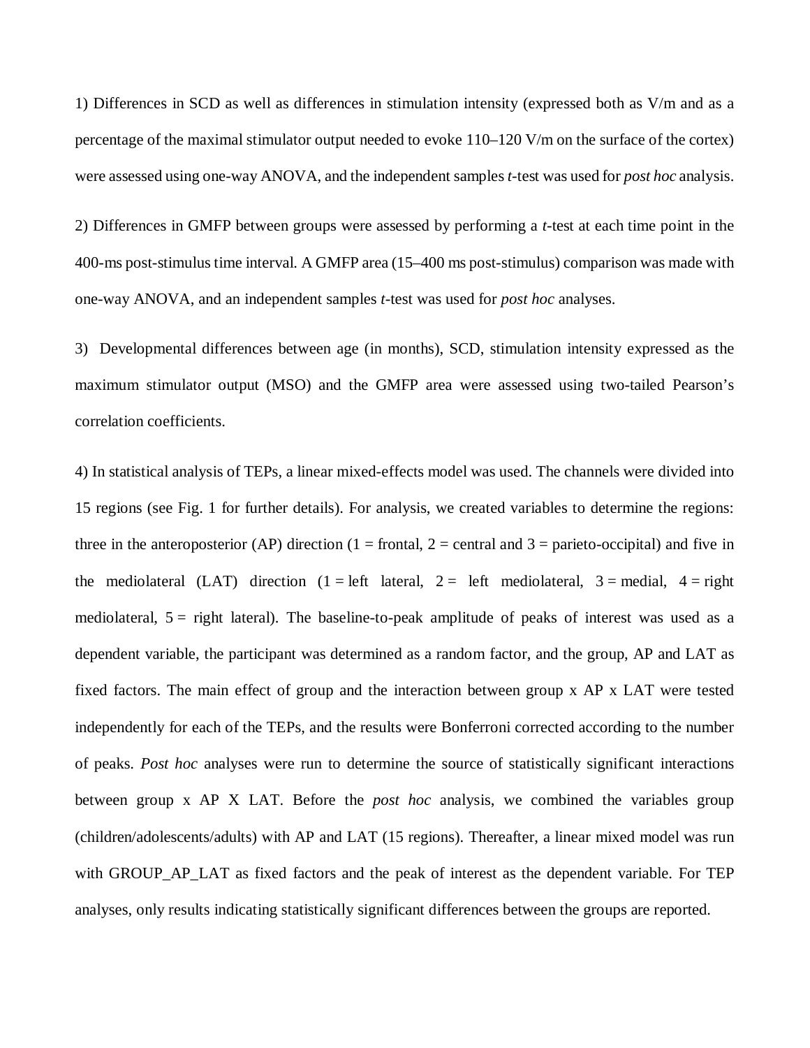1) Differences in SCD as well as differences in stimulation intensity (expressed both as V/m and as a percentage of the maximal stimulator output needed to evoke 110–120 V/m on the surface of the cortex) were assessed using one-way ANOVA, and the independent samples *t*-test was used for *post hoc* analysis.

2) Differences in GMFP between groups were assessed by performing a *t*-test at each time point in the 400-ms post-stimulus time interval. A GMFP area (15–400 ms post-stimulus) comparison was made with one-way ANOVA, and an independent samples *t*-test was used for *post hoc* analyses.

3) Developmental differences between age (in months), SCD, stimulation intensity expressed as the maximum stimulator output (MSO) and the GMFP area were assessed using two-tailed Pearson's correlation coefficients.

4) In statistical analysis of TEPs, a linear mixed-effects model was used. The channels were divided into 15 regions (see Fig. 1 for further details). For analysis, we created variables to determine the regions: three in the anteroposterior (AP) direction (1 = frontal, 2 = central and 3 = parieto-occipital) and five in the mediolateral (LAT) direction (1 = left lateral, 2 = left mediolateral, 3 = medial, 4 = right mediolateral, 5 = right lateral). The baseline-to-peak amplitude of peaks of interest was used as a dependent variable, the participant was determined as a random factor, and the group, AP and LAT as fixed factors. The main effect of group and the interaction between group x AP x LAT were tested independently for each of the TEPs, and the results were Bonferroni corrected according to the number of peaks. *Post hoc* analyses were run to determine the source of statistically significant interactions between group x AP X LAT. Before the *post hoc* analysis, we combined the variables group (children/adolescents/adults) with AP and LAT (15 regions). Thereafter, a linear mixed model was run with GROUP_AP_LAT as fixed factors and the peak of interest as the dependent variable. For TEP analyses, only results indicating statistically significant differences between the groups are reported.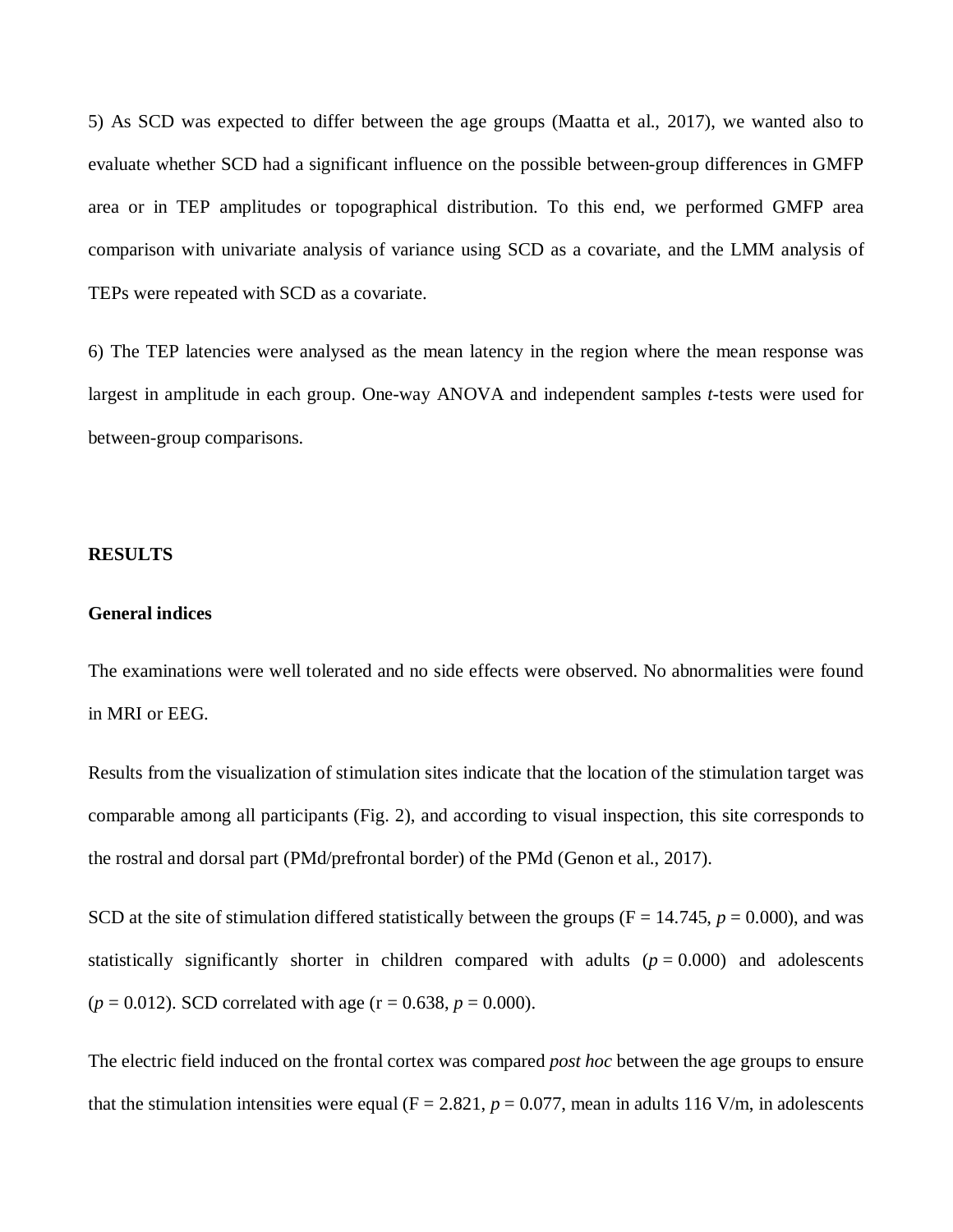5) As SCD was expected to differ between the age groups (Maatta et al., 2017), we wanted also to evaluate whether SCD had a significant influence on the possible between-group differences in GMFP area or in TEP amplitudes or topographical distribution. To this end, we performed GMFP area comparison with univariate analysis of variance using SCD as a covariate, and the LMM analysis of TEPs were repeated with SCD as a covariate.

6) The TEP latencies were analysed as the mean latency in the region where the mean response was largest in amplitude in each group. One-way ANOVA and independent samples *t*-tests were used for between-group comparisons.

## RESULTS

### General indices

The examinations were well tolerated and no side effects were observed. No abnormalities were found in MRI or EEG.

Results from the visualization of stimulation sites indicate that the location of the stimulation target was comparable among all participants (Fig. 2), and according to visual inspection, this site corresponds to the rostral and dorsal part (PMd/prefrontal border) of the PMd (Genon et al., 2017).

SCD at the site of stimulation differed statistically between the groups ($F = 14.745$, $p = 0.000$), and was statistically significantly shorter in children compared with adults ($p = 0.000$) and adolescents ($p = 0.012$). SCD correlated with age ($r = 0.638$, $p = 0.000$).

The electric field induced on the frontal cortex was compared *post hoc* between the age groups to ensure that the stimulation intensities were equal ($F = 2.821$, $p = 0.077$, mean in adults 116 V/m, in adolescents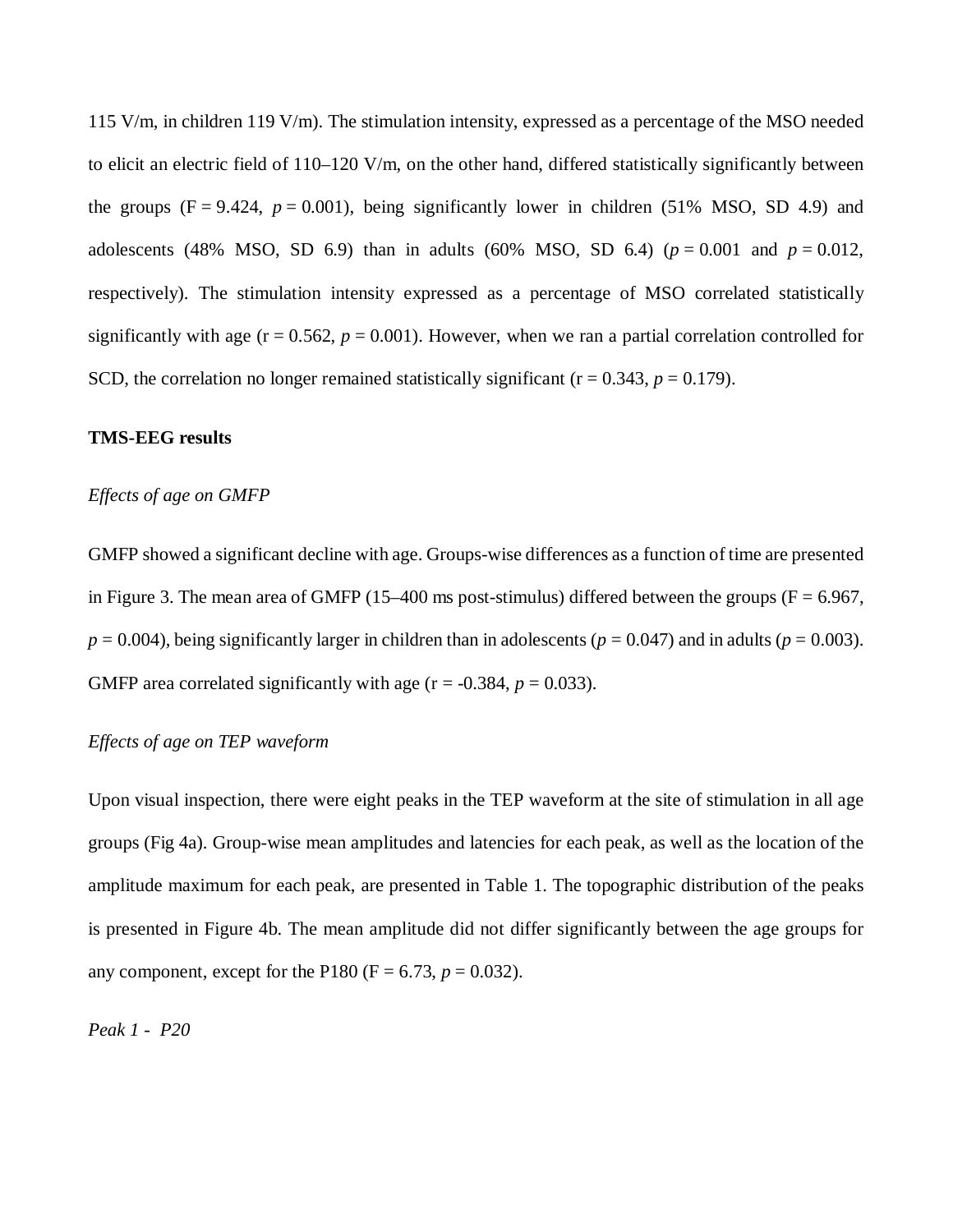115 V/m, in children 119 V/m). The stimulation intensity, expressed as a percentage of the MSO needed to elicit an electric field of 110–120 V/m, on the other hand, differed statistically significantly between the groups ($F = 9.424$, $p = 0.001$), being significantly lower in children (51% MSO, SD 4.9) and adolescents (48% MSO, SD 6.9) than in adults (60% MSO, SD 6.4) ($p = 0.001$ and $p = 0.012$, respectively). The stimulation intensity expressed as a percentage of MSO correlated statistically significantly with age ($r = 0.562$, $p = 0.001$). However, when we ran a partial correlation controlled for SCD, the correlation no longer remained statistically significant ($r = 0.343$, $p = 0.179$).

**TMS-EEG results**

*Effects of age on GMFP*

GMFP showed a significant decline with age. Groups-wise differences as a function of time are presented in Figure 3. The mean area of GMFP (15–400 ms post-stimulus) differed between the groups ($F = 6.967$, $p = 0.004$), being significantly larger in children than in adolescents ($p = 0.047$) and in adults ($p = 0.003$). GMFP area correlated significantly with age ($r = -0.384$, $p = 0.033$).

*Effects of age on TEP waveform*

Upon visual inspection, there were eight peaks in the TEP waveform at the site of stimulation in all age groups (Fig 4a). Group-wise mean amplitudes and latencies for each peak, as well as the location of the amplitude maximum for each peak, are presented in Table 1. The topographic distribution of the peaks is presented in Figure 4b. The mean amplitude did not differ significantly between the age groups for any component, except for the P180 ($F = 6.73$, $p = 0.032$).

*Peak 1 - P20*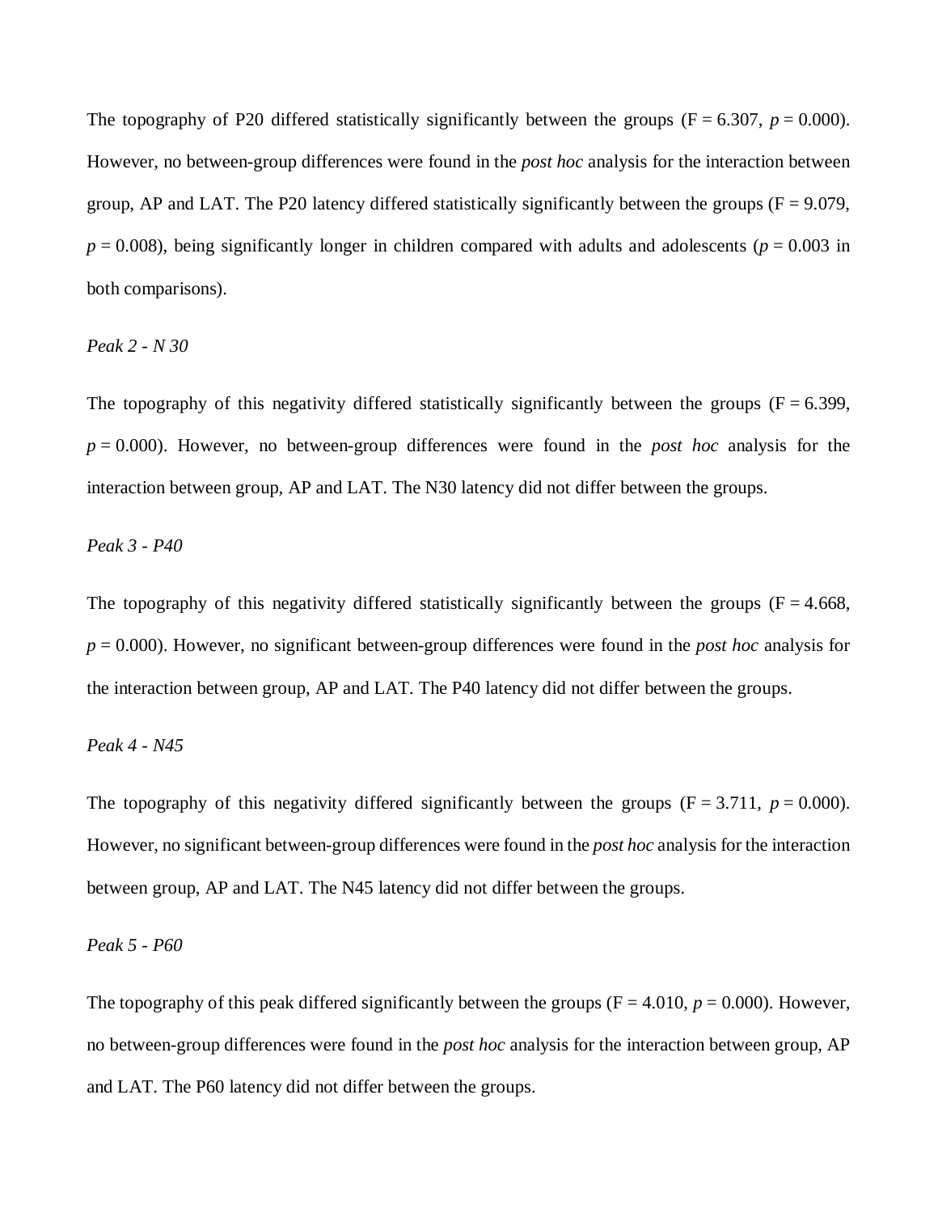The topography of P20 differed statistically significantly between the groups ($F = 6.307$, $p = 0.000$). However, no between-group differences were found in the *post hoc* analysis for the interaction between group, AP and LAT. The P20 latency differed statistically significantly between the groups ($F = 9.079$, $p = 0.008$), being significantly longer in children compared with adults and adolescents ($p = 0.003$ in both comparisons).

*Peak 2 - N 30*

The topography of this negativity differed statistically significantly between the groups ($F = 6.399$, $p = 0.000$). However, no between-group differences were found in the *post hoc* analysis for the interaction between group, AP and LAT. The N30 latency did not differ between the groups.

*Peak 3 - P40*

The topography of this negativity differed statistically significantly between the groups ($F = 4.668$, $p = 0.000$). However, no significant between-group differences were found in the *post hoc* analysis for the interaction between group, AP and LAT. The P40 latency did not differ between the groups.

*Peak 4 - N45*

The topography of this negativity differed significantly between the groups ($F = 3.711$, $p = 0.000$). However, no significant between-group differences were found in the *post hoc* analysis for the interaction between group, AP and LAT. The N45 latency did not differ between the groups.

*Peak 5 - P60*

The topography of this peak differed significantly between the groups ($F = 4.010$, $p = 0.000$). However, no between-group differences were found in the *post hoc* analysis for the interaction between group, AP and LAT. The P60 latency did not differ between the groups.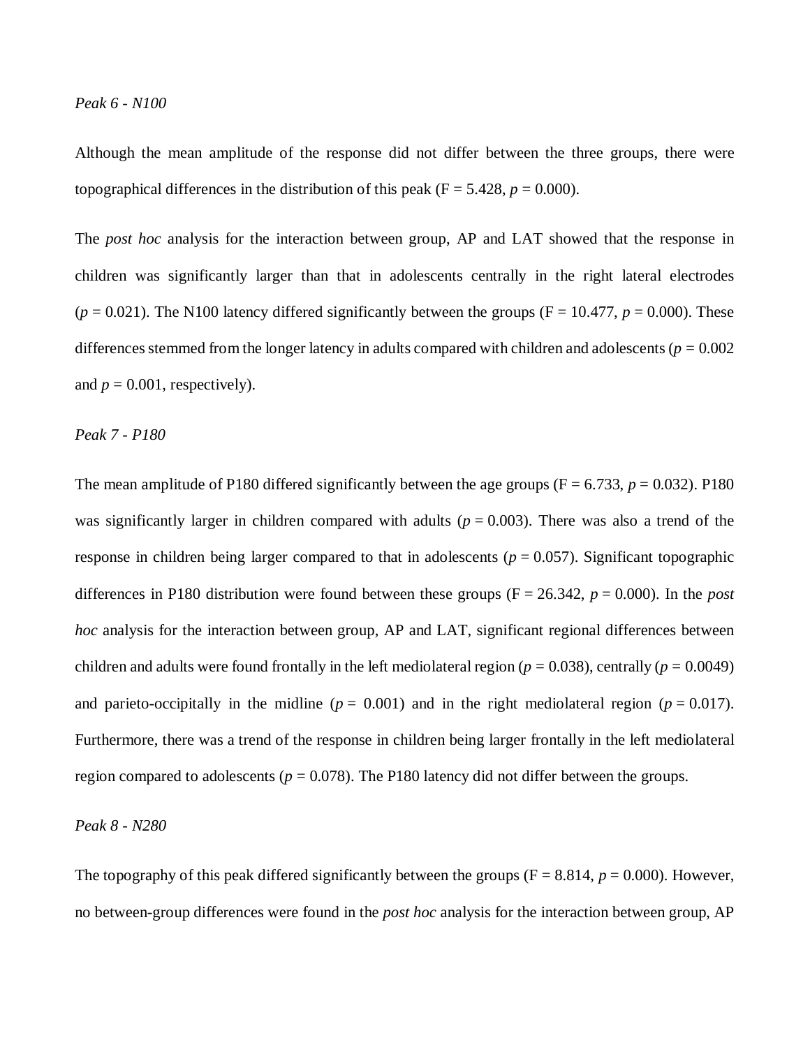*Peak 6 - N100*

Although the mean amplitude of the response did not differ between the three groups, there were topographical differences in the distribution of this peak ($F = 5.428$, $p = 0.000$).

The *post hoc* analysis for the interaction between group, AP and LAT showed that the response in children was significantly larger than that in adolescents centrally in the right lateral electrodes ($p = 0.021$). The N100 latency differed significantly between the groups ($F = 10.477$, $p = 0.000$). These differences stemmed from the longer latency in adults compared with children and adolescents ($p = 0.002$ and $p = 0.001$, respectively).

*Peak 7 - P180*

The mean amplitude of P180 differed significantly between the age groups ($F = 6.733$, $p = 0.032$). P180 was significantly larger in children compared with adults ($p = 0.003$). There was also a trend of the response in children being larger compared to that in adolescents ($p = 0.057$). Significant topographic differences in P180 distribution were found between these groups ($F = 26.342$, $p = 0.000$). In the *post hoc* analysis for the interaction between group, AP and LAT, significant regional differences between children and adults were found frontally in the left mediolateral region ($p = 0.038$), centrally ($p = 0.0049$) and parieto-occipitally in the midline ($p = 0.001$) and in the right mediolateral region ($p = 0.017$). Furthermore, there was a trend of the response in children being larger frontally in the left mediolateral region compared to adolescents ($p = 0.078$). The P180 latency did not differ between the groups.

*Peak 8 - N280*

The topography of this peak differed significantly between the groups ($F = 8.814$, $p = 0.000$). However, no between-group differences were found in the *post hoc* analysis for the interaction between group, AP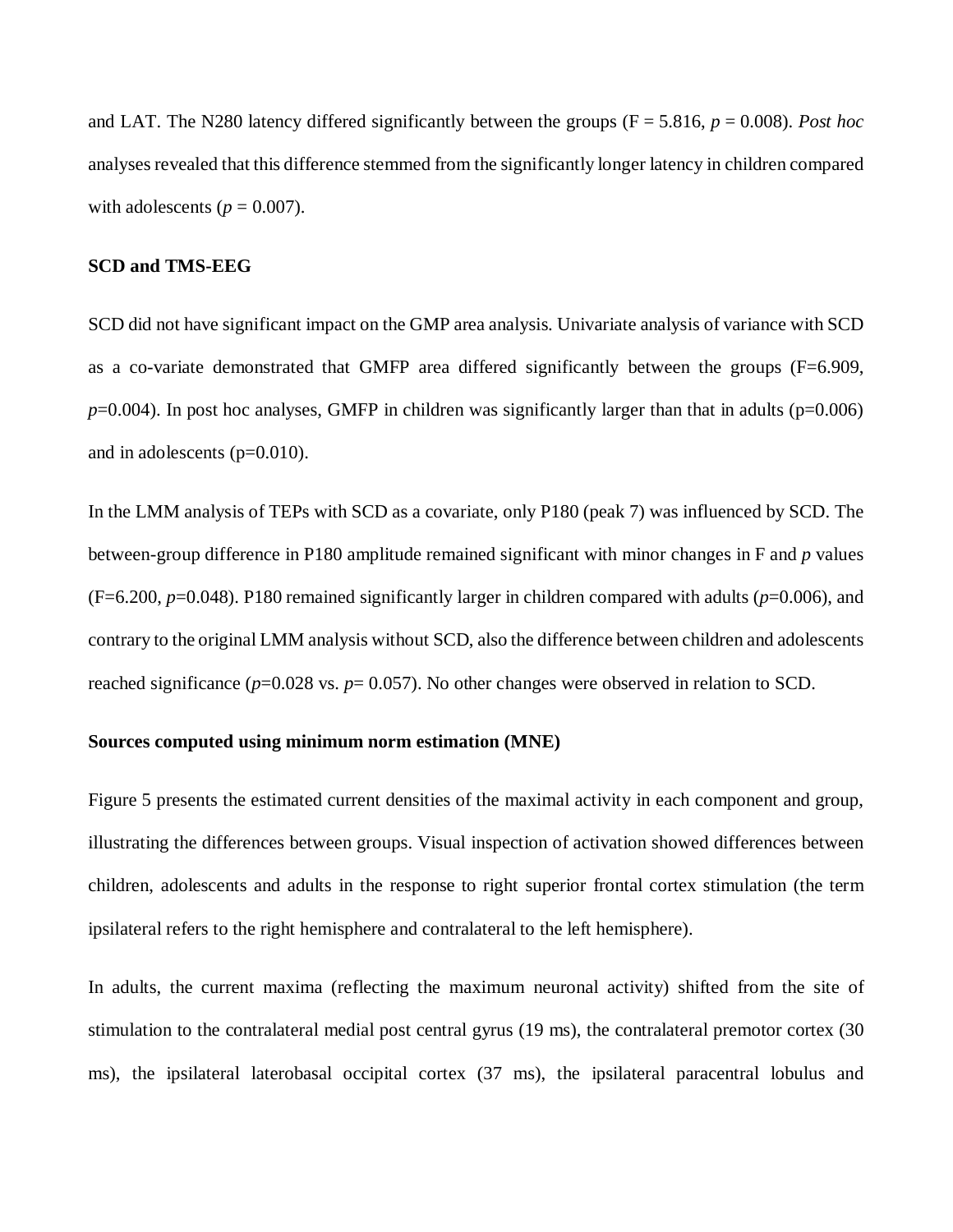and LAT. The N280 latency differed significantly between the groups (F = 5.816, $p = 0.008$). *Post hoc* analyses revealed that this difference stemmed from the significantly longer latency in children compared with adolescents ($p = 0.007$).

### SCD and TMS-EEG

SCD did not have significant impact on the GMP area analysis. Univariate analysis of variance with SCD as a co-variate demonstrated that GMFP area differed significantly between the groups (F=6.909, $p$=0.004). In post hoc analyses, GMFP in children was significantly larger than that in adults (p=0.006) and in adolescents (p=0.010).

In the LMM analysis of TEPs with SCD as a covariate, only P180 (peak 7) was influenced by SCD. The between-group difference in P180 amplitude remained significant with minor changes in F and $p$ values (F=6.200, $p$=0.048). P180 remained significantly larger in children compared with adults ($p$=0.006), and contrary to the original LMM analysis without SCD, also the difference between children and adolescents reached significance ($p$=0.028 vs. $p$= 0.057). No other changes were observed in relation to SCD.

### Sources computed using minimum norm estimation (MNE)

Figure 5 presents the estimated current densities of the maximal activity in each component and group, illustrating the differences between groups. Visual inspection of activation showed differences between children, adolescents and adults in the response to right superior frontal cortex stimulation (the term ipsilateral refers to the right hemisphere and contralateral to the left hemisphere).

In adults, the current maxima (reflecting the maximum neuronal activity) shifted from the site of stimulation to the contralateral medial post central gyrus (19 ms), the contralateral premotor cortex (30 ms), the ipsilateral laterobasal occipital cortex (37 ms), the ipsilateral paracentral lobulus and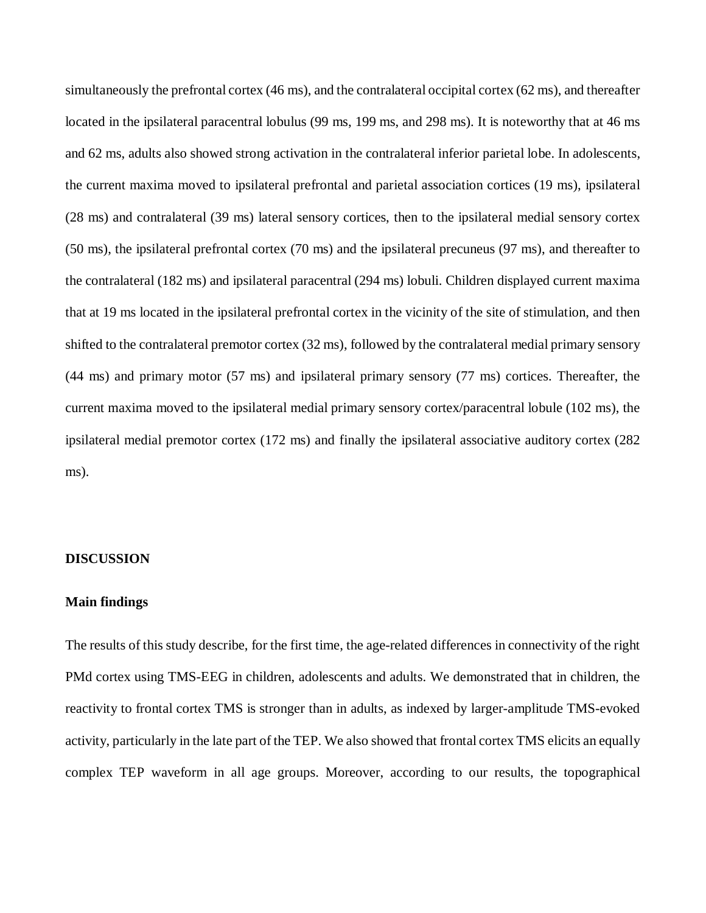simultaneously the prefrontal cortex (46 ms), and the contralateral occipital cortex (62 ms), and thereafter located in the ipsilateral paracentral lobulus (99 ms, 199 ms, and 298 ms). It is noteworthy that at 46 ms and 62 ms, adults also showed strong activation in the contralateral inferior parietal lobe. In adolescents, the current maxima moved to ipsilateral prefrontal and parietal association cortices (19 ms), ipsilateral (28 ms) and contralateral (39 ms) lateral sensory cortices, then to the ipsilateral medial sensory cortex (50 ms), the ipsilateral prefrontal cortex (70 ms) and the ipsilateral precuneus (97 ms), and thereafter to the contralateral (182 ms) and ipsilateral paracentral (294 ms) lobuli. Children displayed current maxima that at 19 ms located in the ipsilateral prefrontal cortex in the vicinity of the site of stimulation, and then shifted to the contralateral premotor cortex (32 ms), followed by the contralateral medial primary sensory (44 ms) and primary motor (57 ms) and ipsilateral primary sensory (77 ms) cortices. Thereafter, the current maxima moved to the ipsilateral medial primary sensory cortex/paracentral lobule (102 ms), the ipsilateral medial premotor cortex (172 ms) and finally the ipsilateral associative auditory cortex (282 ms).

## DISCUSSION

### Main findings

The results of this study describe, for the first time, the age-related differences in connectivity of the right PMd cortex using TMS-EEG in children, adolescents and adults. We demonstrated that in children, the reactivity to frontal cortex TMS is stronger than in adults, as indexed by larger-amplitude TMS-evoked activity, particularly in the late part of the TEP. We also showed that frontal cortex TMS elicits an equally complex TEP waveform in all age groups. Moreover, according to our results, the topographical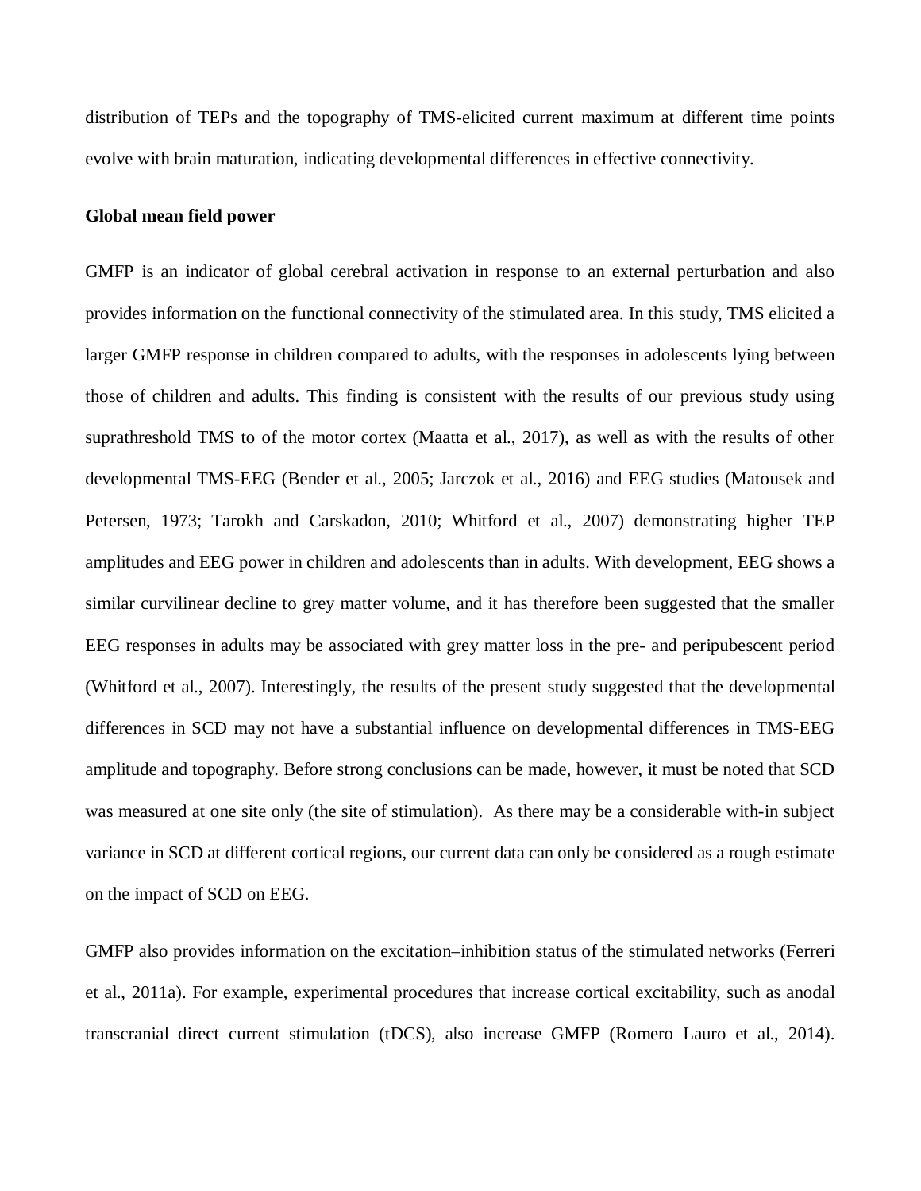distribution of TEPs and the topography of TMS-elicited current maximum at different time points evolve with brain maturation, indicating developmental differences in effective connectivity.

**Global mean field power**

GMFP is an indicator of global cerebral activation in response to an external perturbation and also provides information on the functional connectivity of the stimulated area. In this study, TMS elicited a larger GMFP response in children compared to adults, with the responses in adolescents lying between those of children and adults. This finding is consistent with the results of our previous study using suprathreshold TMS to of the motor cortex (Maatta et al., 2017), as well as with the results of other developmental TMS-EEG (Bender et al., 2005; Jarczok et al., 2016) and EEG studies (Matousek and Petersen, 1973; Tarokh and Carskadon, 2010; Whitford et al., 2007) demonstrating higher TEP amplitudes and EEG power in children and adolescents than in adults. With development, EEG shows a similar curvilinear decline to grey matter volume, and it has therefore been suggested that the smaller EEG responses in adults may be associated with grey matter loss in the pre- and peripubescent period (Whitford et al., 2007). Interestingly, the results of the present study suggested that the developmental differences in SCD may not have a substantial influence on developmental differences in TMS-EEG amplitude and topography. Before strong conclusions can be made, however, it must be noted that SCD was measured at one site only (the site of stimulation). As there may be a considerable with-in subject variance in SCD at different cortical regions, our current data can only be considered as a rough estimate on the impact of SCD on EEG.

GMFP also provides information on the excitation–inhibition status of the stimulated networks (Ferreri et al., 2011a). For example, experimental procedures that increase cortical excitability, such as anodal transcranial direct current stimulation (tDCS), also increase GMFP (Romero Lauro et al., 2014).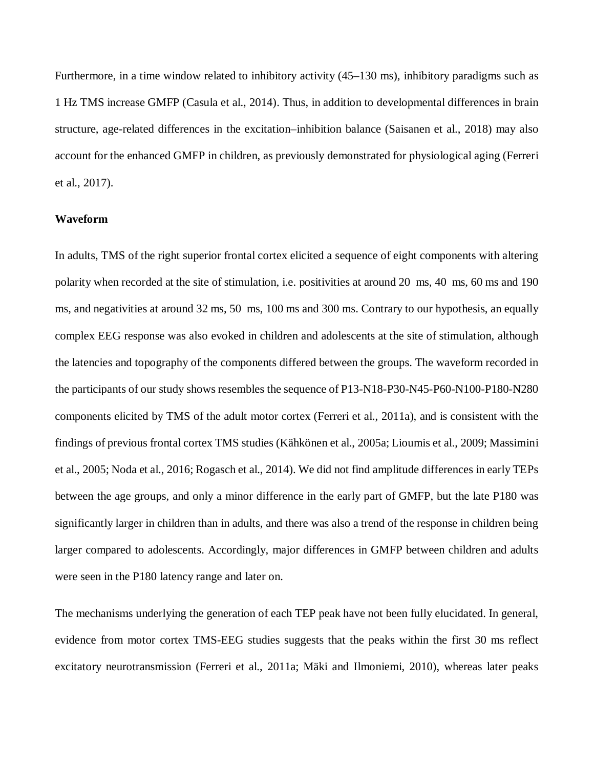Furthermore, in a time window related to inhibitory activity (45–130 ms), inhibitory paradigms such as 1 Hz TMS increase GMFP (Casula et al., 2014). Thus, in addition to developmental differences in brain structure, age-related differences in the excitation–inhibition balance (Saisanen et al., 2018) may also account for the enhanced GMFP in children, as previously demonstrated for physiological aging (Ferreri et al., 2017).

**Waveform**

In adults, TMS of the right superior frontal cortex elicited a sequence of eight components with altering polarity when recorded at the site of stimulation, i.e. positivities at around 20 ms, 40 ms, 60 ms and 190 ms, and negativities at around 32 ms, 50 ms, 100 ms and 300 ms. Contrary to our hypothesis, an equally complex EEG response was also evoked in children and adolescents at the site of stimulation, although the latencies and topography of the components differed between the groups. The waveform recorded in the participants of our study shows resembles the sequence of P13-N18-P30-N45-P60-N100-P180-N280 components elicited by TMS of the adult motor cortex (Ferreri et al., 2011a), and is consistent with the findings of previous frontal cortex TMS studies (Kähkönen et al., 2005a; Lioumis et al., 2009; Massimini et al., 2005; Noda et al., 2016; Rogasch et al., 2014). We did not find amplitude differences in early TEPs between the age groups, and only a minor difference in the early part of GMFP, but the late P180 was significantly larger in children than in adults, and there was also a trend of the response in children being larger compared to adolescents. Accordingly, major differences in GMFP between children and adults were seen in the P180 latency range and later on.

The mechanisms underlying the generation of each TEP peak have not been fully elucidated. In general, evidence from motor cortex TMS-EEG studies suggests that the peaks within the first 30 ms reflect excitatory neurotransmission (Ferreri et al., 2011a; Mäki and Ilmoniemi, 2010), whereas later peaks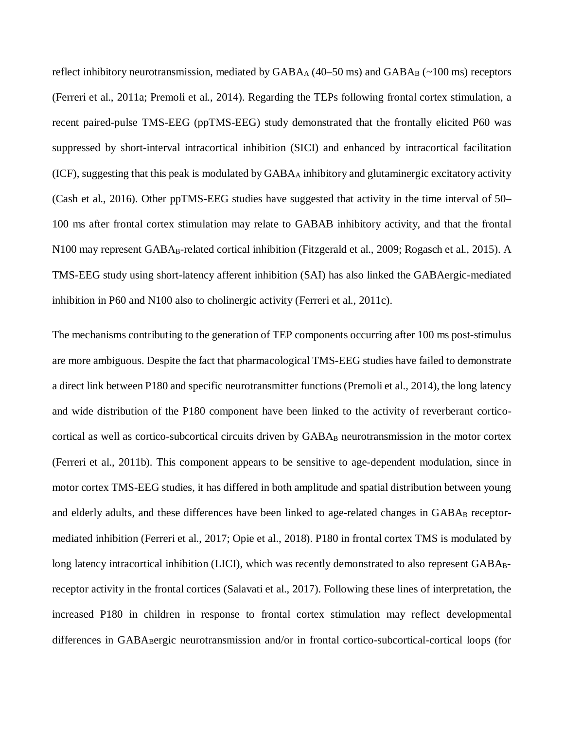reflect inhibitory neurotransmission, mediated by $GABA_A$ (40–50 ms) and $GABA_B$ (~100 ms) receptors (Ferreri et al., 2011a; Premoli et al., 2014). Regarding the TEPs following frontal cortex stimulation, a recent paired-pulse TMS-EEG (ppTMS-EEG) study demonstrated that the frontally elicited P60 was suppressed by short-interval intracortical inhibition (SICI) and enhanced by intracortical facilitation (ICF), suggesting that this peak is modulated by $GABA_A$ inhibitory and glutaminergic excitatory activity (Cash et al., 2016). Other ppTMS-EEG studies have suggested that activity in the time interval of 50–100 ms after frontal cortex stimulation may relate to GABAB inhibitory activity, and that the frontal N100 may represent $GABA_B$-related cortical inhibition (Fitzgerald et al., 2009; Rogasch et al., 2015). A TMS-EEG study using short-latency afferent inhibition (SAI) has also linked the GABAergic-mediated inhibition in P60 and N100 also to cholinergic activity (Ferreri et al., 2011c).

The mechanisms contributing to the generation of TEP components occurring after 100 ms post-stimulus are more ambiguous. Despite the fact that pharmacological TMS-EEG studies have failed to demonstrate a direct link between P180 and specific neurotransmitter functions (Premoli et al., 2014), the long latency and wide distribution of the P180 component have been linked to the activity of reverberant cortico-cortical as well as cortico-subcortical circuits driven by $GABA_B$ neurotransmission in the motor cortex (Ferreri et al., 2011b). This component appears to be sensitive to age-dependent modulation, since in motor cortex TMS-EEG studies, it has differed in both amplitude and spatial distribution between young and elderly adults, and these differences have been linked to age-related changes in $GABA_B$ receptor-mediated inhibition (Ferreri et al., 2017; Opie et al., 2018). P180 in frontal cortex TMS is modulated by long latency intracortical inhibition (LICI), which was recently demonstrated to also represent $GABA_B$-receptor activity in the frontal cortices (Salavati et al., 2017). Following these lines of interpretation, the increased P180 in children in response to frontal cortex stimulation may reflect developmental differences in $GABA_B$ergic neurotransmission and/or in frontal cortico-subcortical-cortical loops (for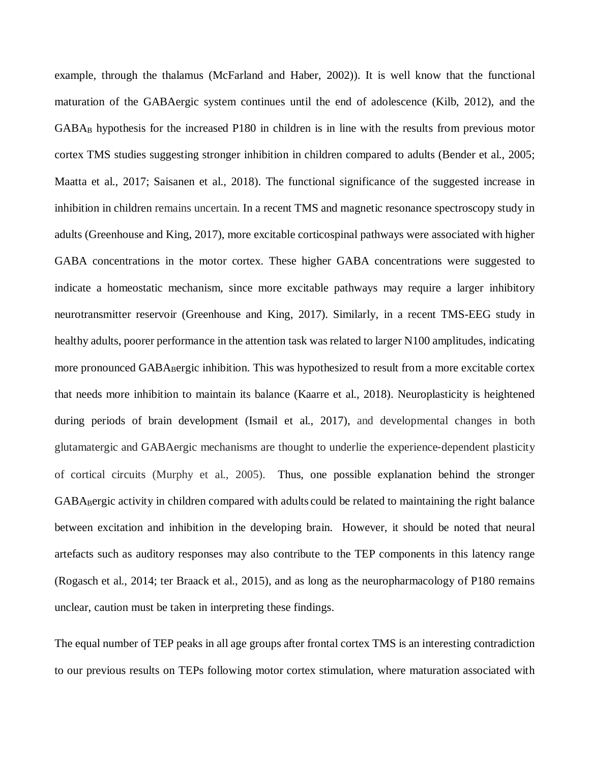example, through the thalamus (McFarland and Haber, 2002)). It is well know that the functional maturation of the GABAergic system continues until the end of adolescence (Kilb, 2012), and the $GABA_B$ hypothesis for the increased P180 in children is in line with the results from previous motor cortex TMS studies suggesting stronger inhibition in children compared to adults (Bender et al., 2005; Maatta et al., 2017; Saisanen et al., 2018). The functional significance of the suggested increase in inhibition in children remains uncertain. In a recent TMS and magnetic resonance spectroscopy study in adults (Greenhouse and King, 2017), more excitable corticospinal pathways were associated with higher GABA concentrations in the motor cortex. These higher GABA concentrations were suggested to indicate a homeostatic mechanism, since more excitable pathways may require a larger inhibitory neurotransmitter reservoir (Greenhouse and King, 2017). Similarly, in a recent TMS-EEG study in healthy adults, poorer performance in the attention task was related to larger N100 amplitudes, indicating more pronounced $GABA_B$ergic inhibition. This was hypothesized to result from a more excitable cortex that needs more inhibition to maintain its balance (Kaarre et al., 2018). Neuroplasticity is heightened during periods of brain development (Ismail et al., 2017), and developmental changes in both glutamatergic and GABAergic mechanisms are thought to underlie the experience-dependent plasticity of cortical circuits (Murphy et al., 2005). Thus, one possible explanation behind the stronger $GABA_B$ergic activity in children compared with adults could be related to maintaining the right balance between excitation and inhibition in the developing brain. However, it should be noted that neural artefacts such as auditory responses may also contribute to the TEP components in this latency range (Rogasch et al., 2014; ter Braack et al., 2015), and as long as the neuropharmacology of P180 remains unclear, caution must be taken in interpreting these findings.

The equal number of TEP peaks in all age groups after frontal cortex TMS is an interesting contradiction to our previous results on TEPs following motor cortex stimulation, where maturation associated with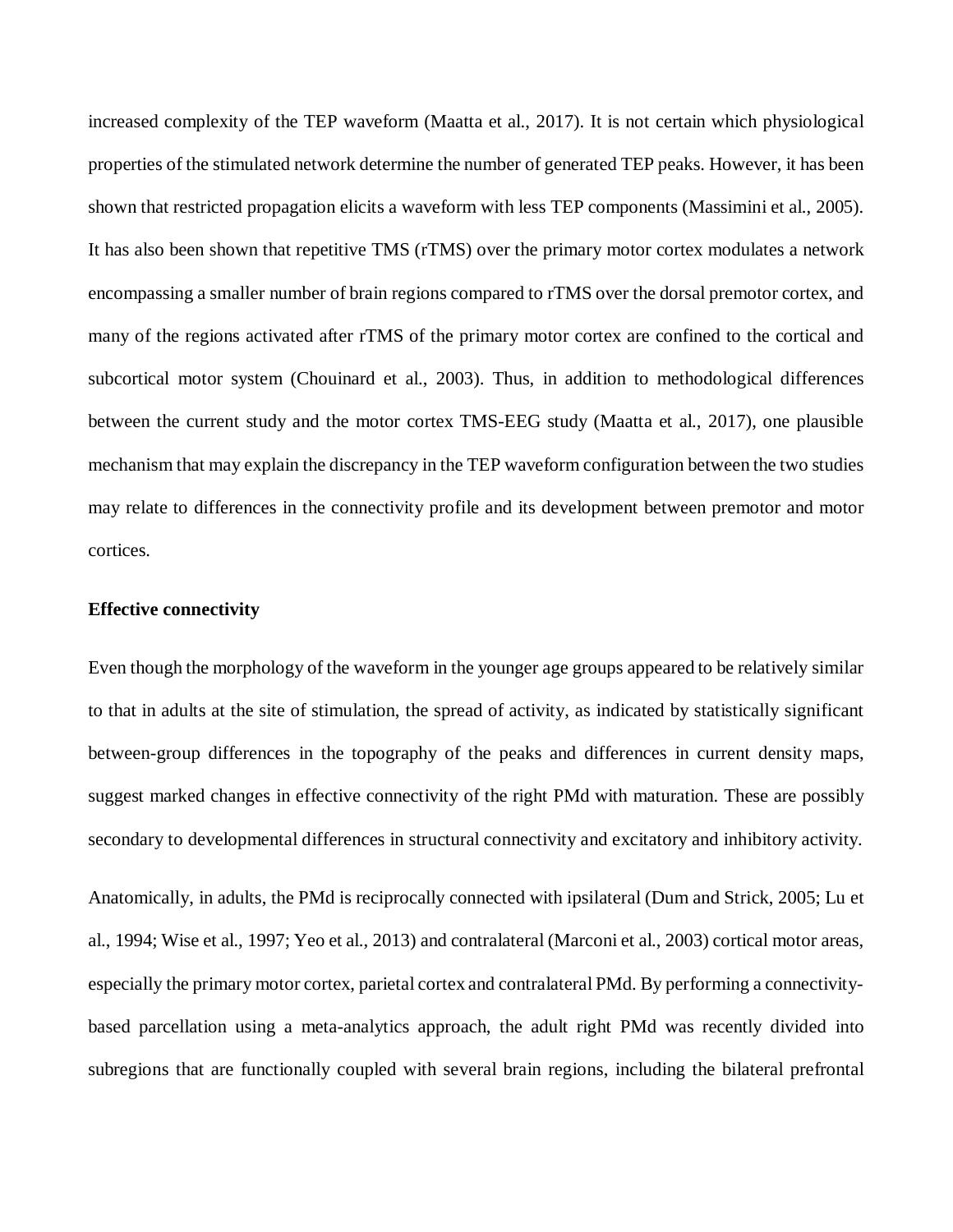increased complexity of the TEP waveform (Maatta et al., 2017). It is not certain which physiological properties of the stimulated network determine the number of generated TEP peaks. However, it has been shown that restricted propagation elicits a waveform with less TEP components (Massimini et al., 2005). It has also been shown that repetitive TMS (rTMS) over the primary motor cortex modulates a network encompassing a smaller number of brain regions compared to rTMS over the dorsal premotor cortex, and many of the regions activated after rTMS of the primary motor cortex are confined to the cortical and subcortical motor system (Chouinard et al., 2003). Thus, in addition to methodological differences between the current study and the motor cortex TMS-EEG study (Maatta et al., 2017), one plausible mechanism that may explain the discrepancy in the TEP waveform configuration between the two studies may relate to differences in the connectivity profile and its development between premotor and motor cortices.

**Effective connectivity**

Even though the morphology of the waveform in the younger age groups appeared to be relatively similar to that in adults at the site of stimulation, the spread of activity, as indicated by statistically significant between-group differences in the topography of the peaks and differences in current density maps, suggest marked changes in effective connectivity of the right PMd with maturation. These are possibly secondary to developmental differences in structural connectivity and excitatory and inhibitory activity.

Anatomically, in adults, the PMd is reciprocally connected with ipsilateral (Dum and Strick, 2005; Lu et al., 1994; Wise et al., 1997; Yeo et al., 2013) and contralateral (Marconi et al., 2003) cortical motor areas, especially the primary motor cortex, parietal cortex and contralateral PMd. By performing a connectivity-based parcellation using a meta-analytics approach, the adult right PMd was recently divided into subregions that are functionally coupled with several brain regions, including the bilateral prefrontal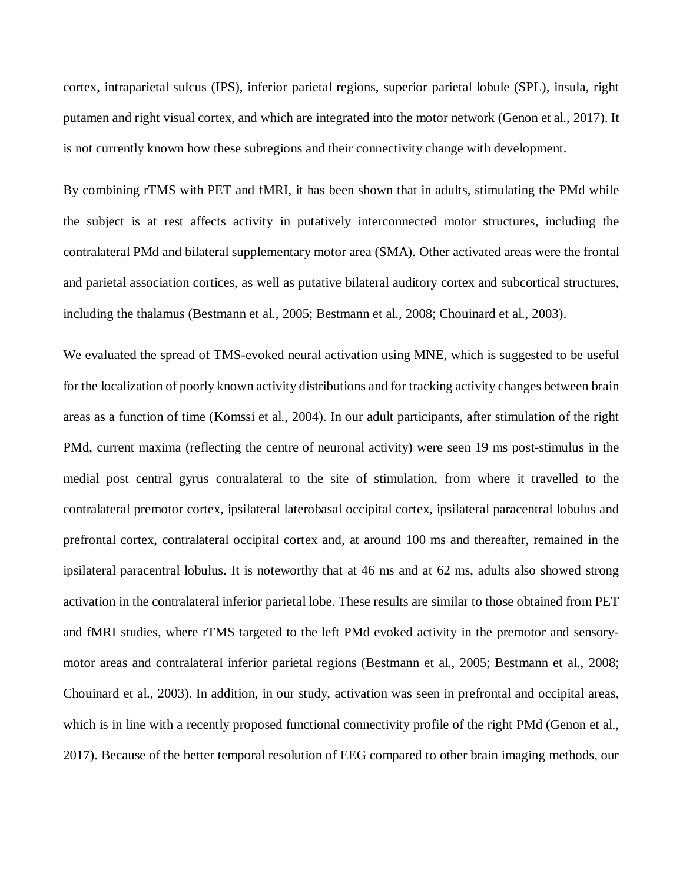cortex, intraparietal sulcus (IPS), inferior parietal regions, superior parietal lobule (SPL), insula, right putamen and right visual cortex, and which are integrated into the motor network (Genon et al., 2017). It is not currently known how these subregions and their connectivity change with development.

By combining rTMS with PET and fMRI, it has been shown that in adults, stimulating the PMd while the subject is at rest affects activity in putatively interconnected motor structures, including the contralateral PMd and bilateral supplementary motor area (SMA). Other activated areas were the frontal and parietal association cortices, as well as putative bilateral auditory cortex and subcortical structures, including the thalamus (Bestmann et al., 2005; Bestmann et al., 2008; Chouinard et al., 2003).

We evaluated the spread of TMS-evoked neural activation using MNE, which is suggested to be useful for the localization of poorly known activity distributions and for tracking activity changes between brain areas as a function of time (Komssi et al., 2004). In our adult participants, after stimulation of the right PMd, current maxima (reflecting the centre of neuronal activity) were seen 19 ms post-stimulus in the medial post central gyrus contralateral to the site of stimulation, from where it travelled to the contralateral premotor cortex, ipsilateral laterobasal occipital cortex, ipsilateral paracentral lobulus and prefrontal cortex, contralateral occipital cortex and, at around 100 ms and thereafter, remained in the ipsilateral paracentral lobulus. It is noteworthy that at 46 ms and at 62 ms, adults also showed strong activation in the contralateral inferior parietal lobe. These results are similar to those obtained from PET and fMRI studies, where rTMS targeted to the left PMd evoked activity in the premotor and sensory-motor areas and contralateral inferior parietal regions (Bestmann et al., 2005; Bestmann et al., 2008; Chouinard et al., 2003). In addition, in our study, activation was seen in prefrontal and occipital areas, which is in line with a recently proposed functional connectivity profile of the right PMd (Genon et al., 2017). Because of the better temporal resolution of EEG compared to other brain imaging methods, our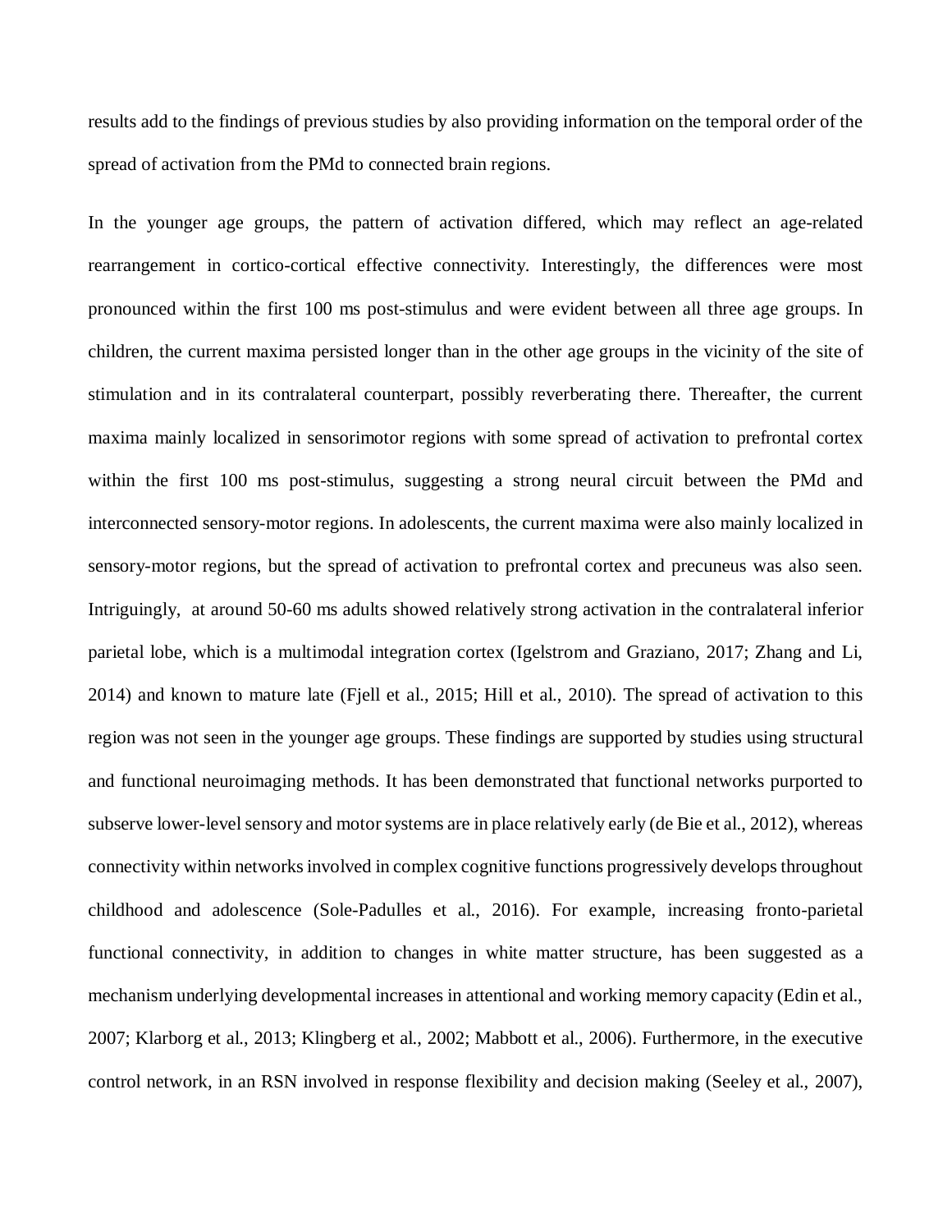results add to the findings of previous studies by also providing information on the temporal order of the spread of activation from the PMd to connected brain regions.

In the younger age groups, the pattern of activation differed, which may reflect an age-related rearrangement in cortico-cortical effective connectivity. Interestingly, the differences were most pronounced within the first 100 ms post-stimulus and were evident between all three age groups. In children, the current maxima persisted longer than in the other age groups in the vicinity of the site of stimulation and in its contralateral counterpart, possibly reverberating there. Thereafter, the current maxima mainly localized in sensorimotor regions with some spread of activation to prefrontal cortex within the first 100 ms post-stimulus, suggesting a strong neural circuit between the PMd and interconnected sensory-motor regions. In adolescents, the current maxima were also mainly localized in sensory-motor regions, but the spread of activation to prefrontal cortex and precuneus was also seen. Intriguingly, at around 50-60 ms adults showed relatively strong activation in the contralateral inferior parietal lobe, which is a multimodal integration cortex (Igelstrom and Graziano, 2017; Zhang and Li, 2014) and known to mature late (Fjell et al., 2015; Hill et al., 2010). The spread of activation to this region was not seen in the younger age groups. These findings are supported by studies using structural and functional neuroimaging methods. It has been demonstrated that functional networks purported to subserve lower-level sensory and motor systems are in place relatively early (de Bie et al., 2012), whereas connectivity within networks involved in complex cognitive functions progressively develops throughout childhood and adolescence (Sole-Padulles et al., 2016). For example, increasing fronto-parietal functional connectivity, in addition to changes in white matter structure, has been suggested as a mechanism underlying developmental increases in attentional and working memory capacity (Edin et al., 2007; Klarborg et al., 2013; Klingberg et al., 2002; Mabbott et al., 2006). Furthermore, in the executive control network, in an RSN involved in response flexibility and decision making (Seeley et al., 2007),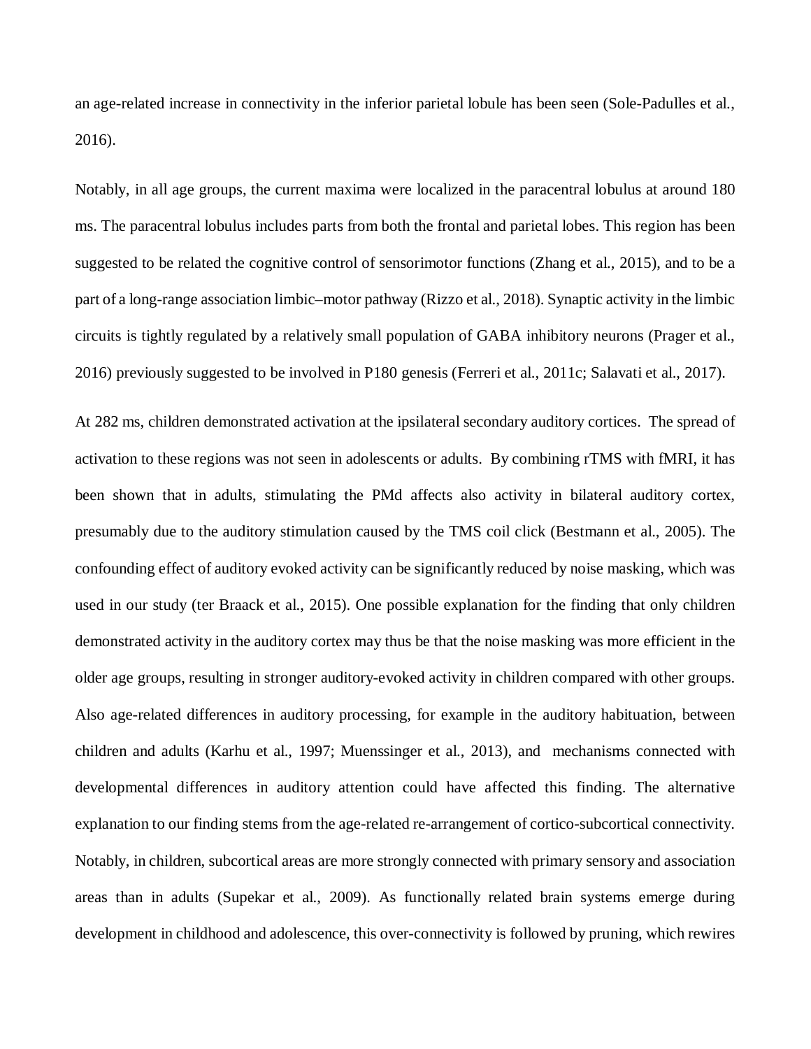an age-related increase in connectivity in the inferior parietal lobule has been seen (Sole-Padulles et al., 2016).

Notably, in all age groups, the current maxima were localized in the paracentral lobulus at around 180 ms. The paracentral lobulus includes parts from both the frontal and parietal lobes. This region has been suggested to be related the cognitive control of sensorimotor functions (Zhang et al., 2015), and to be a part of a long-range association limbic–motor pathway (Rizzo et al., 2018). Synaptic activity in the limbic circuits is tightly regulated by a relatively small population of GABA inhibitory neurons (Prager et al., 2016) previously suggested to be involved in P180 genesis (Ferreri et al., 2011c; Salavati et al., 2017).

At 282 ms, children demonstrated activation at the ipsilateral secondary auditory cortices. The spread of activation to these regions was not seen in adolescents or adults. By combining rTMS with fMRI, it has been shown that in adults, stimulating the PMd affects also activity in bilateral auditory cortex, presumably due to the auditory stimulation caused by the TMS coil click (Bestmann et al., 2005). The confounding effect of auditory evoked activity can be significantly reduced by noise masking, which was used in our study (ter Braack et al., 2015). One possible explanation for the finding that only children demonstrated activity in the auditory cortex may thus be that the noise masking was more efficient in the older age groups, resulting in stronger auditory-evoked activity in children compared with other groups. Also age-related differences in auditory processing, for example in the auditory habituation, between children and adults (Karhu et al., 1997; Muenssinger et al., 2013), and mechanisms connected with developmental differences in auditory attention could have affected this finding. The alternative explanation to our finding stems from the age-related re-arrangement of cortico-subcortical connectivity. Notably, in children, subcortical areas are more strongly connected with primary sensory and association areas than in adults (Supekar et al., 2009). As functionally related brain systems emerge during development in childhood and adolescence, this over-connectivity is followed by pruning, which rewires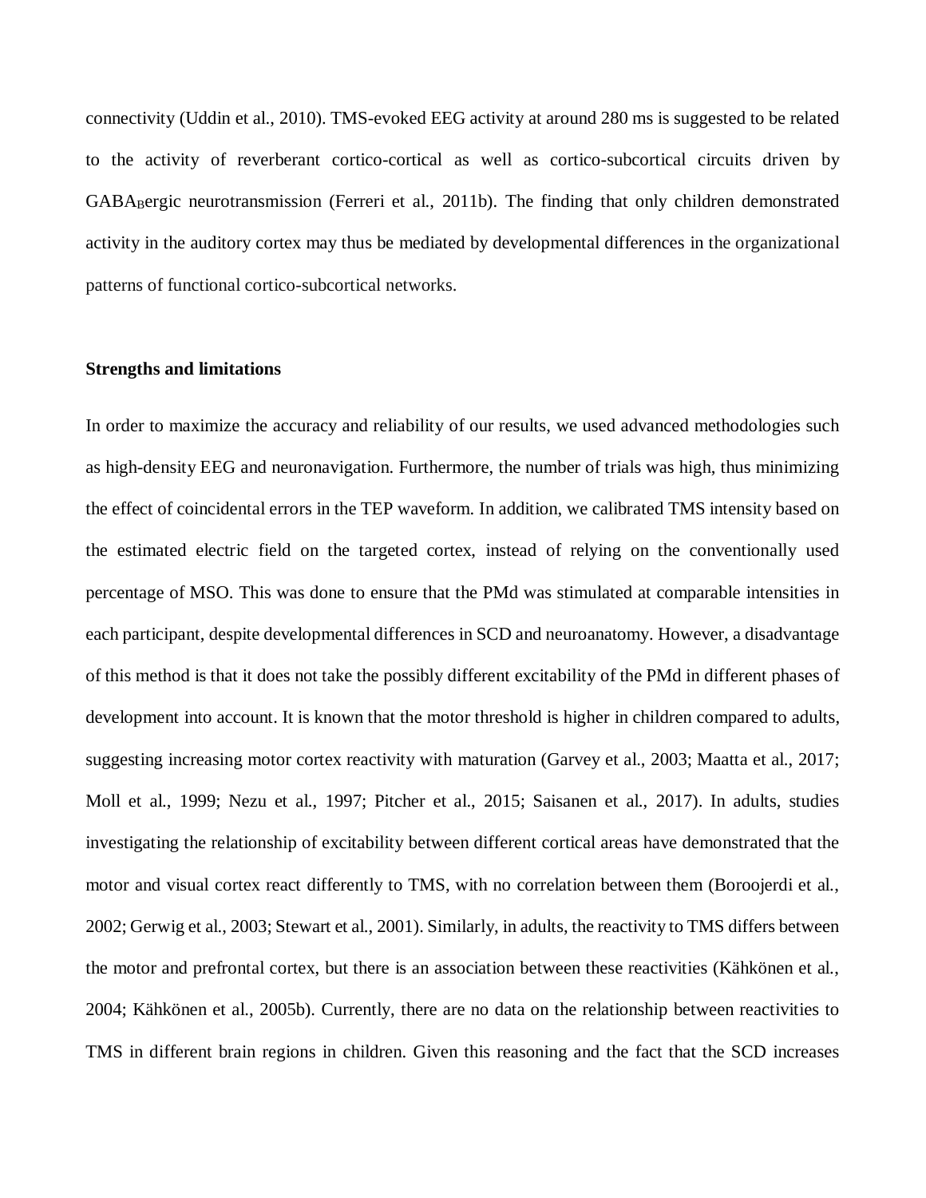connectivity (Uddin et al., 2010). TMS-evoked EEG activity at around 280 ms is suggested to be related to the activity of reverberant cortico-cortical as well as cortico-subcortical circuits driven by $GABA_B$ergic neurotransmission (Ferreri et al., 2011b). The finding that only children demonstrated activity in the auditory cortex may thus be mediated by developmental differences in the organizational patterns of functional cortico-subcortical networks.

**Strengths and limitations**

In order to maximize the accuracy and reliability of our results, we used advanced methodologies such as high-density EEG and neuronavigation. Furthermore, the number of trials was high, thus minimizing the effect of coincidental errors in the TEP waveform. In addition, we calibrated TMS intensity based on the estimated electric field on the targeted cortex, instead of relying on the conventionally used percentage of MSO. This was done to ensure that the PMd was stimulated at comparable intensities in each participant, despite developmental differences in SCD and neuroanatomy. However, a disadvantage of this method is that it does not take the possibly different excitability of the PMd in different phases of development into account. It is known that the motor threshold is higher in children compared to adults, suggesting increasing motor cortex reactivity with maturation (Garvey et al., 2003; Maatta et al., 2017; Moll et al., 1999; Nezu et al., 1997; Pitcher et al., 2015; Saisanen et al., 2017). In adults, studies investigating the relationship of excitability between different cortical areas have demonstrated that the motor and visual cortex react differently to TMS, with no correlation between them (Boroojerdi et al., 2002; Gerwig et al., 2003; Stewart et al., 2001). Similarly, in adults, the reactivity to TMS differs between the motor and prefrontal cortex, but there is an association between these reactivities (Kähkönen et al., 2004; Kähkönen et al., 2005b). Currently, there are no data on the relationship between reactivities to TMS in different brain regions in children. Given this reasoning and the fact that the SCD increases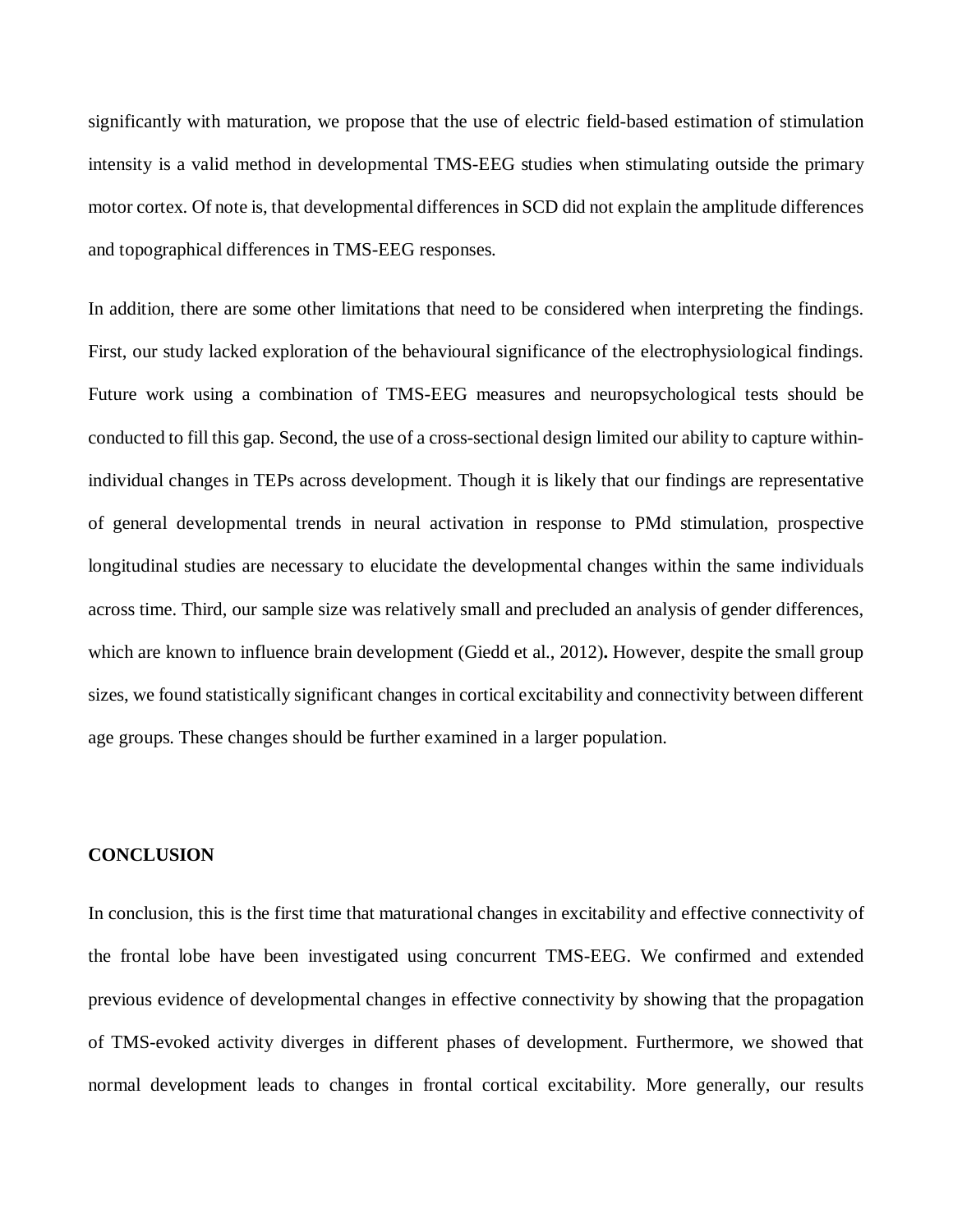significantly with maturation, we propose that the use of electric field-based estimation of stimulation intensity is a valid method in developmental TMS-EEG studies when stimulating outside the primary motor cortex. Of note is, that developmental differences in SCD did not explain the amplitude differences and topographical differences in TMS-EEG responses.

In addition, there are some other limitations that need to be considered when interpreting the findings. First, our study lacked exploration of the behavioural significance of the electrophysiological findings. Future work using a combination of TMS-EEG measures and neuropsychological tests should be conducted to fill this gap. Second, the use of a cross-sectional design limited our ability to capture within-individual changes in TEPs across development. Though it is likely that our findings are representative of general developmental trends in neural activation in response to PMd stimulation, prospective longitudinal studies are necessary to elucidate the developmental changes within the same individuals across time. Third, our sample size was relatively small and precluded an analysis of gender differences, which are known to influence brain development (Giedd et al., 2012)**.** However, despite the small group sizes, we found statistically significant changes in cortical excitability and connectivity between different age groups. These changes should be further examined in a larger population.

## CONCLUSION

In conclusion, this is the first time that maturational changes in excitability and effective connectivity of the frontal lobe have been investigated using concurrent TMS-EEG. We confirmed and extended previous evidence of developmental changes in effective connectivity by showing that the propagation of TMS-evoked activity diverges in different phases of development. Furthermore, we showed that normal development leads to changes in frontal cortical excitability. More generally, our results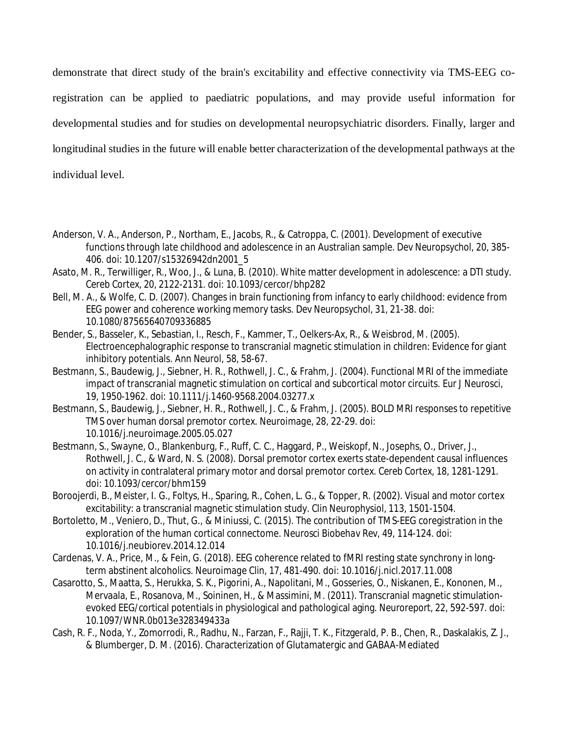demonstrate that direct study of the brain's excitability and effective connectivity via TMS-EEG co-registration can be applied to paediatric populations, and may provide useful information for developmental studies and for studies on developmental neuropsychiatric disorders. Finally, larger and longitudinal studies in the future will enable better characterization of the developmental pathways at the individual level.

Anderson, V. A., Anderson, P., Northam, E., Jacobs, R., & Catroppa, C. (2001). Development of executive functions through late childhood and adolescence in an Australian sample. Dev Neuropsychol, 20, 385-406. doi: 10.1207/s15326942dn2001_5

Asato, M. R., Terwilliger, R., Woo, J., & Luna, B. (2010). White matter development in adolescence: a DTI study. Cereb Cortex, 20, 2122-2131. doi: 10.1093/cercor/bhp282

Bell, M. A., & Wolfe, C. D. (2007). Changes in brain functioning from infancy to early childhood: evidence from EEG power and coherence working memory tasks. Dev Neuropsychol, 31, 21-38. doi: 10.1080/87565640709336885

Bender, S., Basseler, K., Sebastian, I., Resch, F., Kammer, T., Oelkers-Ax, R., & Weisbrod, M. (2005). Electroencephalographic response to transcranial magnetic stimulation in children: Evidence for giant inhibitory potentials. Ann Neurol, 58, 58-67.

Bestmann, S., Baudewig, J., Siebner, H. R., Rothwell, J. C., & Frahm, J. (2004). Functional MRI of the immediate impact of transcranial magnetic stimulation on cortical and subcortical motor circuits. Eur J Neurosci, 19, 1950-1962. doi: 10.1111/j.1460-9568.2004.03277.x

Bestmann, S., Baudewig, J., Siebner, H. R., Rothwell, J. C., & Frahm, J. (2005). BOLD MRI responses to repetitive TMS over human dorsal premotor cortex. Neuroimage, 28, 22-29. doi: 10.1016/j.neuroimage.2005.05.027

Bestmann, S., Swayne, O., Blankenburg, F., Ruff, C. C., Haggard, P., Weiskopf, N., Josephs, O., Driver, J., Rothwell, J. C., & Ward, N. S. (2008). Dorsal premotor cortex exerts state-dependent causal influences on activity in contralateral primary motor and dorsal premotor cortex. Cereb Cortex, 18, 1281-1291. doi: 10.1093/cercor/bhm159

Boroojerdi, B., Meister, I. G., Foltys, H., Sparing, R., Cohen, L. G., & Topper, R. (2002). Visual and motor cortex excitability: a transcranial magnetic stimulation study. Clin Neurophysiol, 113, 1501-1504.

Bortoletto, M., Veniero, D., Thut, G., & Miniussi, C. (2015). The contribution of TMS-EEG coregistration in the exploration of the human cortical connectome. Neurosci Biobehav Rev, 49, 114-124. doi: 10.1016/j.neubiorev.2014.12.014

Cardenas, V. A., Price, M., & Fein, G. (2018). EEG coherence related to fMRI resting state synchrony in long-term abstinent alcoholics. Neuroimage Clin, 17, 481-490. doi: 10.1016/j.nicl.2017.11.008

Casarotto, S., Maatta, S., Herukka, S. K., Pigorini, A., Napolitani, M., Gosseries, O., Niskanen, E., Kononen, M., Mervaala, E., Rosanova, M., Soininen, H., & Massimini, M. (2011). Transcranial magnetic stimulation-evoked EEG/cortical potentials in physiological and pathological aging. Neuroreport, 22, 592-597. doi: 10.1097/WNR.0b013e328349433a

Cash, R. F., Noda, Y., Zomorrodi, R., Radhu, N., Farzan, F., Rajji, T. K., Fitzgerald, P. B., Chen, R., Daskalakis, Z. J., & Blumberger, D. M. (2016). Characterization of Glutamatergic and GABAA-Mediated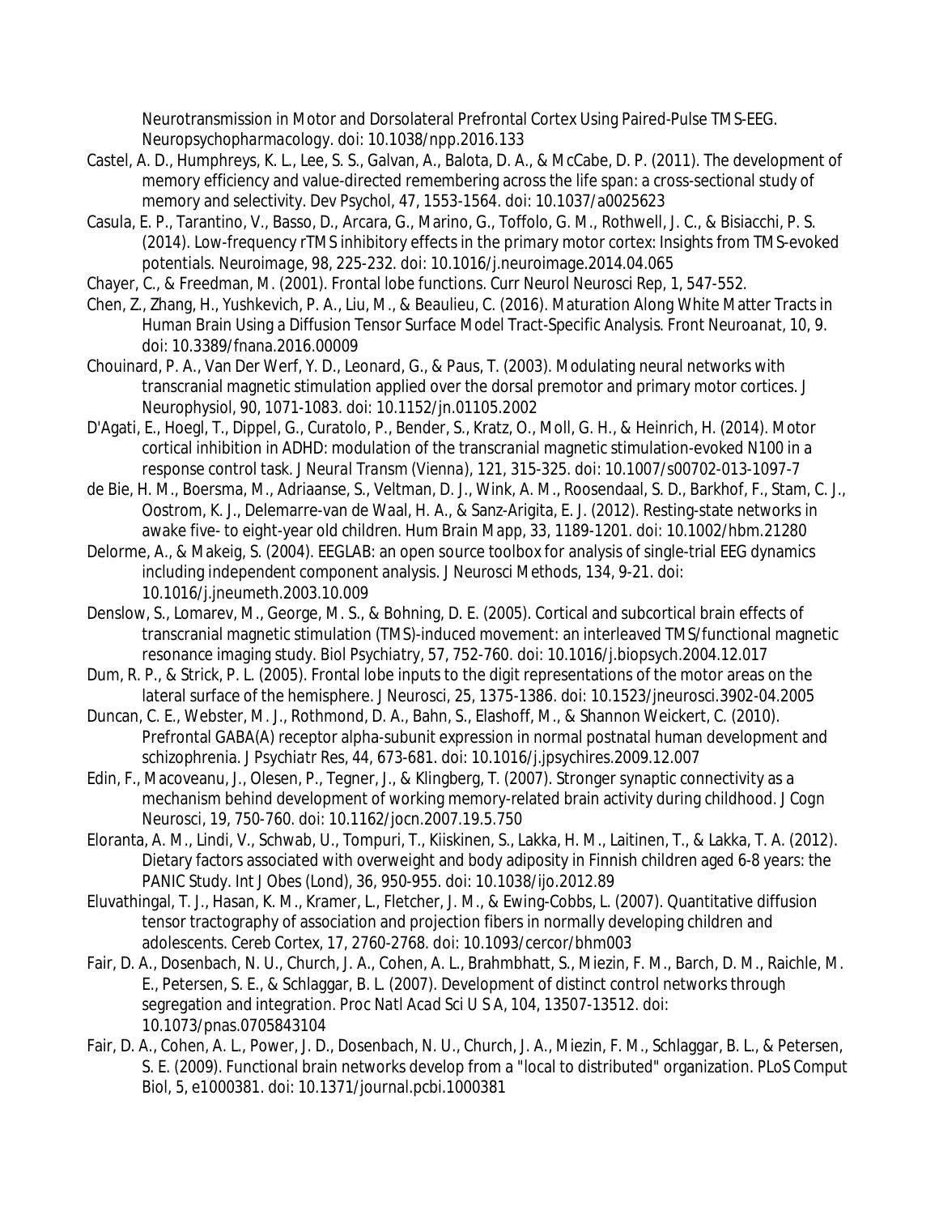Neurotransmission in Motor and Dorsolateral Prefrontal Cortex Using Paired-Pulse TMS-EEG. *Neuropsychopharmacology*. doi: 10.1038/npp.2016.133

Castel, A. D., Humphreys, K. L., Lee, S. S., Galvan, A., Balota, D. A., & McCabe, D. P. (2011). The development of memory efficiency and value-directed remembering across the life span: a cross-sectional study of memory and selectivity. *Dev Psychol*, 47, 1553-1564. doi: 10.1037/a0025623

Casula, E. P., Tarantino, V., Basso, D., Arcara, G., Marino, G., Toffolo, G. M., Rothwell, J. C., & Bisiacchi, P. S. (2014). Low-frequency rTMS inhibitory effects in the primary motor cortex: Insights from TMS-evoked potentials. *Neuroimage*, 98, 225-232. doi: 10.1016/j.neuroimage.2014.04.065

Chayer, C., & Freedman, M. (2001). Frontal lobe functions. *Curr Neurol Neurosci Rep*, 1, 547-552.

Chen, Z., Zhang, H., Yushkevich, P. A., Liu, M., & Beaulieu, C. (2016). Maturation Along White Matter Tracts in Human Brain Using a Diffusion Tensor Surface Model Tract-Specific Analysis. *Front Neuroanat*, 10, 9. doi: 10.3389/fnana.2016.00009

Chouinard, P. A., Van Der Werf, Y. D., Leonard, G., & Paus, T. (2003). Modulating neural networks with transcranial magnetic stimulation applied over the dorsal premotor and primary motor cortices. *J Neurophysiol*, 90, 1071-1083. doi: 10.1152/jn.01105.2002

D'Agati, E., Hoegl, T., Dippel, G., Curatolo, P., Bender, S., Kratz, O., Moll, G. H., & Heinrich, H. (2014). Motor cortical inhibition in ADHD: modulation of the transcranial magnetic stimulation-evoked N100 in a response control task. *J Neural Transm (Vienna)*, 121, 315-325. doi: 10.1007/s00702-013-1097-7

de Bie, H. M., Boersma, M., Adriaanse, S., Veltman, D. J., Wink, A. M., Roosendaal, S. D., Barkhof, F., Stam, C. J., Oostrom, K. J., Delemarre-van de Waal, H. A., & Sanz-Arigita, E. J. (2012). Resting-state networks in awake five- to eight-year old children. *Hum Brain Mapp*, 33, 1189-1201. doi: 10.1002/hbm.21280

Delorme, A., & Makeig, S. (2004). EEGLAB: an open source toolbox for analysis of single-trial EEG dynamics including independent component analysis. *J Neurosci Methods*, 134, 9-21. doi: 10.1016/j.jneumeth.2003.10.009

Denslow, S., Lomarev, M., George, M. S., & Bohning, D. E. (2005). Cortical and subcortical brain effects of transcranial magnetic stimulation (TMS)-induced movement: an interleaved TMS/functional magnetic resonance imaging study. *Biol Psychiatry*, 57, 752-760. doi: 10.1016/j.biopsych.2004.12.017

Dum, R. P., & Strick, P. L. (2005). Frontal lobe inputs to the digit representations of the motor areas on the lateral surface of the hemisphere. *J Neurosci*, 25, 1375-1386. doi: 10.1523/jneurosci.3902-04.2005

Duncan, C. E., Webster, M. J., Rothmond, D. A., Bahn, S., Elashoff, M., & Shannon Weickert, C. (2010). Prefrontal GABA(A) receptor alpha-subunit expression in normal postnatal human development and schizophrenia. *J Psychiatr Res*, 44, 673-681. doi: 10.1016/j.jpsychires.2009.12.007

Edin, F., Macoveanu, J., Olesen, P., Tegner, J., & Klingberg, T. (2007). Stronger synaptic connectivity as a mechanism behind development of working memory-related brain activity during childhood. *J Cogn Neurosci*, 19, 750-760. doi: 10.1162/jocn.2007.19.5.750

Eloranta, A. M., Lindi, V., Schwab, U., Tompuri, T., Kiiskinen, S., Lakka, H. M., Laitinen, T., & Lakka, T. A. (2012). Dietary factors associated with overweight and body adiposity in Finnish children aged 6-8 years: the PANIC Study. *Int J Obes (Lond)*, 36, 950-955. doi: 10.1038/ijo.2012.89

Eluvathingal, T. J., Hasan, K. M., Kramer, L., Fletcher, J. M., & Ewing-Cobbs, L. (2007). Quantitative diffusion tensor tractography of association and projection fibers in normally developing children and adolescents. *Cereb Cortex*, 17, 2760-2768. doi: 10.1093/cercor/bhm003

Fair, D. A., Dosenbach, N. U., Church, J. A., Cohen, A. L., Brahmbhatt, S., Miezin, F. M., Barch, D. M., Raichle, M. E., Petersen, S. E., & Schlaggar, B. L. (2007). Development of distinct control networks through segregation and integration. *Proc Natl Acad Sci U S A*, 104, 13507-13512. doi: 10.1073/pnas.0705843104

Fair, D. A., Cohen, A. L., Power, J. D., Dosenbach, N. U., Church, J. A., Miezin, F. M., Schlaggar, B. L., & Petersen, S. E. (2009). Functional brain networks develop from a "local to distributed" organization. *PLoS Comput Biol*, 5, e1000381. doi: 10.1371/journal.pcbi.1000381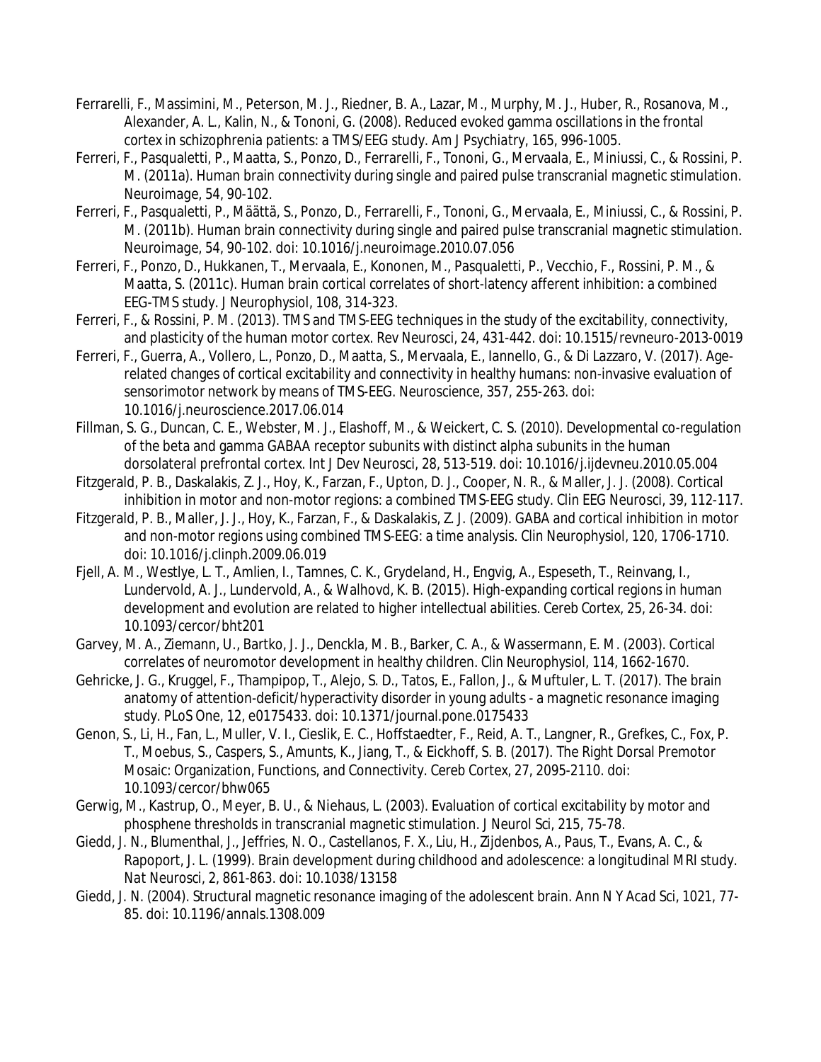Ferrarelli, F., Massimini, M., Peterson, M. J., Riedner, B. A., Lazar, M., Murphy, M. J., Huber, R., Rosanova, M., Alexander, A. L., Kalin, N., & Tononi, G. (2008). Reduced evoked gamma oscillations in the frontal cortex in schizophrenia patients: a TMS/EEG study. Am J Psychiatry, 165, 996-1005.

Ferreri, F., Pasqualetti, P., Maatta, S., Ponzo, D., Ferrarelli, F., Tononi, G., Mervaala, E., Miniussi, C., & Rossini, P. M. (2011a). Human brain connectivity during single and paired pulse transcranial magnetic stimulation. Neuroimage, 54, 90-102.

Ferreri, F., Pasqualetti, P., Määttä, S., Ponzo, D., Ferrarelli, F., Tononi, G., Mervaala, E., Miniussi, C., & Rossini, P. M. (2011b). Human brain connectivity during single and paired pulse transcranial magnetic stimulation. Neuroimage, 54, 90-102. doi: 10.1016/j.neuroimage.2010.07.056

Ferreri, F., Ponzo, D., Hukkanen, T., Mervaala, E., Kononen, M., Pasqualetti, P., Vecchio, F., Rossini, P. M., & Maatta, S. (2011c). Human brain cortical correlates of short-latency afferent inhibition: a combined EEG-TMS study. J Neurophysiol, 108, 314-323.

Ferreri, F., & Rossini, P. M. (2013). TMS and TMS-EEG techniques in the study of the excitability, connectivity, and plasticity of the human motor cortex. Rev Neurosci, 24, 431-442. doi: 10.1515/revneuro-2013-0019

Ferreri, F., Guerra, A., Vollero, L., Ponzo, D., Maatta, S., Mervaala, E., Iannello, G., & Di Lazzaro, V. (2017). Age-related changes of cortical excitability and connectivity in healthy humans: non-invasive evaluation of sensorimotor network by means of TMS-EEG. Neuroscience, 357, 255-263. doi: 10.1016/j.neuroscience.2017.06.014

Fillman, S. G., Duncan, C. E., Webster, M. J., Elashoff, M., & Weickert, C. S. (2010). Developmental co-regulation of the beta and gamma GABAA receptor subunits with distinct alpha subunits in the human dorsolateral prefrontal cortex. Int J Dev Neurosci, 28, 513-519. doi: 10.1016/j.ijdevneu.2010.05.004

Fitzgerald, P. B., Daskalakis, Z. J., Hoy, K., Farzan, F., Upton, D. J., Cooper, N. R., & Maller, J. J. (2008). Cortical inhibition in motor and non-motor regions: a combined TMS-EEG study. Clin EEG Neurosci, 39, 112-117.

Fitzgerald, P. B., Maller, J. J., Hoy, K., Farzan, F., & Daskalakis, Z. J. (2009). GABA and cortical inhibition in motor and non-motor regions using combined TMS-EEG: a time analysis. Clin Neurophysiol, 120, 1706-1710. doi: 10.1016/j.clinph.2009.06.019

Fjell, A. M., Westlye, L. T., Amlien, I., Tamnes, C. K., Grydeland, H., Engvig, A., Espeseth, T., Reinvang, I., Lundervold, A. J., Lundervold, A., & Walhovd, K. B. (2015). High-expanding cortical regions in human development and evolution are related to higher intellectual abilities. Cereb Cortex, 25, 26-34. doi: 10.1093/cercor/bht201

Garvey, M. A., Ziemann, U., Bartko, J. J., Denckla, M. B., Barker, C. A., & Wassermann, E. M. (2003). Cortical correlates of neuromotor development in healthy children. Clin Neurophysiol, 114, 1662-1670.

Gehricke, J. G., Kruggel, F., Thampipop, T., Alejo, S. D., Tatos, E., Fallon, J., & Muftuler, L. T. (2017). The brain anatomy of attention-deficit/hyperactivity disorder in young adults - a magnetic resonance imaging study. PLoS One, 12, e0175433. doi: 10.1371/journal.pone.0175433

Genon, S., Li, H., Fan, L., Muller, V. I., Cieslik, E. C., Hoffstaedter, F., Reid, A. T., Langner, R., Grefkes, C., Fox, P. T., Moebus, S., Caspers, S., Amunts, K., Jiang, T., & Eickhoff, S. B. (2017). The Right Dorsal Premotor Mosaic: Organization, Functions, and Connectivity. Cereb Cortex, 27, 2095-2110. doi: 10.1093/cercor/bhw065

Gerwig, M., Kastrup, O., Meyer, B. U., & Niehaus, L. (2003). Evaluation of cortical excitability by motor and phosphene thresholds in transcranial magnetic stimulation. J Neurol Sci, 215, 75-78.

Giedd, J. N., Blumenthal, J., Jeffries, N. O., Castellanos, F. X., Liu, H., Zijdenbos, A., Paus, T., Evans, A. C., & Rapoport, J. L. (1999). Brain development during childhood and adolescence: a longitudinal MRI study. Nat Neurosci, 2, 861-863. doi: 10.1038/13158

Giedd, J. N. (2004). Structural magnetic resonance imaging of the adolescent brain. Ann N Y Acad Sci, 1021, 77-85. doi: 10.1196/annals.1308.009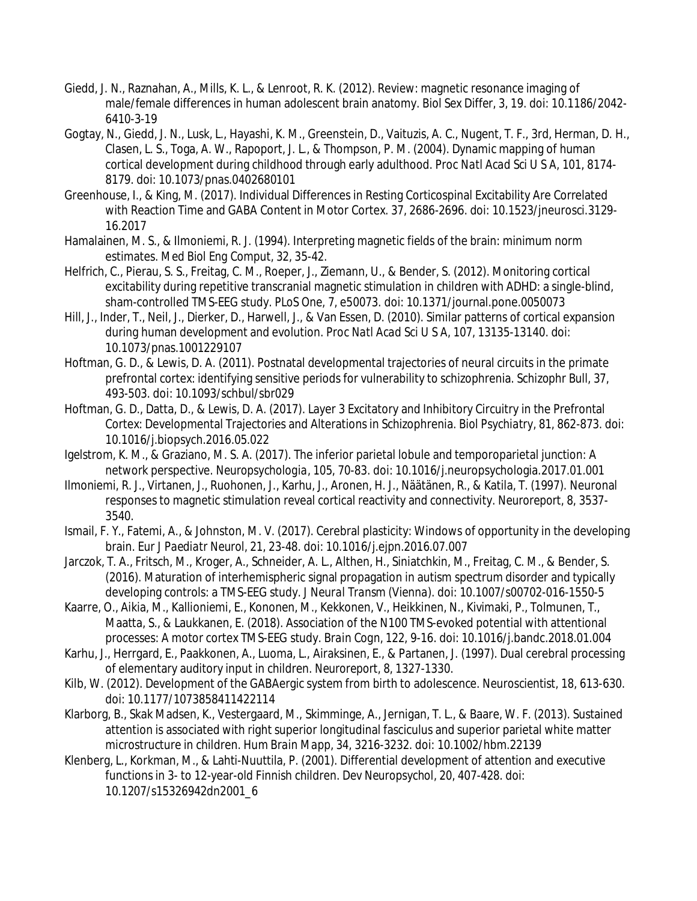Giedd, J. N., Raznahan, A., Mills, K. L., & Lenroot, R. K. (2012). Review: magnetic resonance imaging of male/female differences in human adolescent brain anatomy. Biol Sex Differ, 3, 19. doi: 10.1186/2042-6410-3-19

Gogtay, N., Giedd, J. N., Lusk, L., Hayashi, K. M., Greenstein, D., Vaituzis, A. C., Nugent, T. F., 3rd, Herman, D. H., Clasen, L. S., Toga, A. W., Rapoport, J. L., & Thompson, P. M. (2004). Dynamic mapping of human cortical development during childhood through early adulthood. Proc Natl Acad Sci U S A, 101, 8174-8179. doi: 10.1073/pnas.0402680101

Greenhouse, I., & King, M. (2017). Individual Differences in Resting Corticospinal Excitability Are Correlated with Reaction Time and GABA Content in Motor Cortex. 37, 2686-2696. doi: 10.1523/jneurosci.3129-16.2017

Hamalainen, M. S., & Ilmoniemi, R. J. (1994). Interpreting magnetic fields of the brain: minimum norm estimates. Med Biol Eng Comput, 32, 35-42.

Helfrich, C., Pierau, S. S., Freitag, C. M., Roeper, J., Ziemann, U., & Bender, S. (2012). Monitoring cortical excitability during repetitive transcranial magnetic stimulation in children with ADHD: a single-blind, sham-controlled TMS-EEG study. PLoS One, 7, e50073. doi: 10.1371/journal.pone.0050073

Hill, J., Inder, T., Neil, J., Dierker, D., Harwell, J., & Van Essen, D. (2010). Similar patterns of cortical expansion during human development and evolution. Proc Natl Acad Sci U S A, 107, 13135-13140. doi: 10.1073/pnas.1001229107

Hoftman, G. D., & Lewis, D. A. (2011). Postnatal developmental trajectories of neural circuits in the primate prefrontal cortex: identifying sensitive periods for vulnerability to schizophrenia. Schizophr Bull, 37, 493-503. doi: 10.1093/schbul/sbr029

Hoftman, G. D., Datta, D., & Lewis, D. A. (2017). Layer 3 Excitatory and Inhibitory Circuitry in the Prefrontal Cortex: Developmental Trajectories and Alterations in Schizophrenia. Biol Psychiatry, 81, 862-873. doi: 10.1016/j.biopsych.2016.05.022

Igelstrom, K. M., & Graziano, M. S. A. (2017). The inferior parietal lobule and temporoparietal junction: A network perspective. Neuropsychologia, 105, 70-83. doi: 10.1016/j.neuropsychologia.2017.01.001

Ilmoniemi, R. J., Virtanen, J., Ruohonen, J., Karhu, J., Aronen, H. J., Näätänen, R., & Katila, T. (1997). Neuronal responses to magnetic stimulation reveal cortical reactivity and connectivity. Neuroreport, 8, 3537-3540.

Ismail, F. Y., Fatemi, A., & Johnston, M. V. (2017). Cerebral plasticity: Windows of opportunity in the developing brain. Eur J Paediatr Neurol, 21, 23-48. doi: 10.1016/j.ejpn.2016.07.007

Jarczok, T. A., Fritsch, M., Kroger, A., Schneider, A. L., Althen, H., Siniatchkin, M., Freitag, C. M., & Bender, S. (2016). Maturation of interhemispheric signal propagation in autism spectrum disorder and typically developing controls: a TMS-EEG study. J Neural Transm (Vienna). doi: 10.1007/s00702-016-1550-5

Kaarre, O., Aikia, M., Kallioniemi, E., Kononen, M., Kekkonen, V., Heikkinen, N., Kivimaki, P., Tolmunen, T., Maatta, S., & Laukkanen, E. (2018). Association of the N100 TMS-evoked potential with attentional processes: A motor cortex TMS-EEG study. Brain Cogn, 122, 9-16. doi: 10.1016/j.bandc.2018.01.004

Karhu, J., Herrgard, E., Paakkonen, A., Luoma, L., Airaksinen, E., & Partanen, J. (1997). Dual cerebral processing of elementary auditory input in children. Neuroreport, 8, 1327-1330.

Kilb, W. (2012). Development of the GABAergic system from birth to adolescence. Neuroscientist, 18, 613-630. doi: 10.1177/1073858411422114

Klarborg, B., Skak Madsen, K., Vestergaard, M., Skimminge, A., Jernigan, T. L., & Baare, W. F. (2013). Sustained attention is associated with right superior longitudinal fasciculus and superior parietal white matter microstructure in children. Hum Brain Mapp, 34, 3216-3232. doi: 10.1002/hbm.22139

Klenberg, L., Korkman, M., & Lahti-Nuuttila, P. (2001). Differential development of attention and executive functions in 3- to 12-year-old Finnish children. Dev Neuropsychol, 20, 407-428. doi: 10.1207/s15326942dn2001_6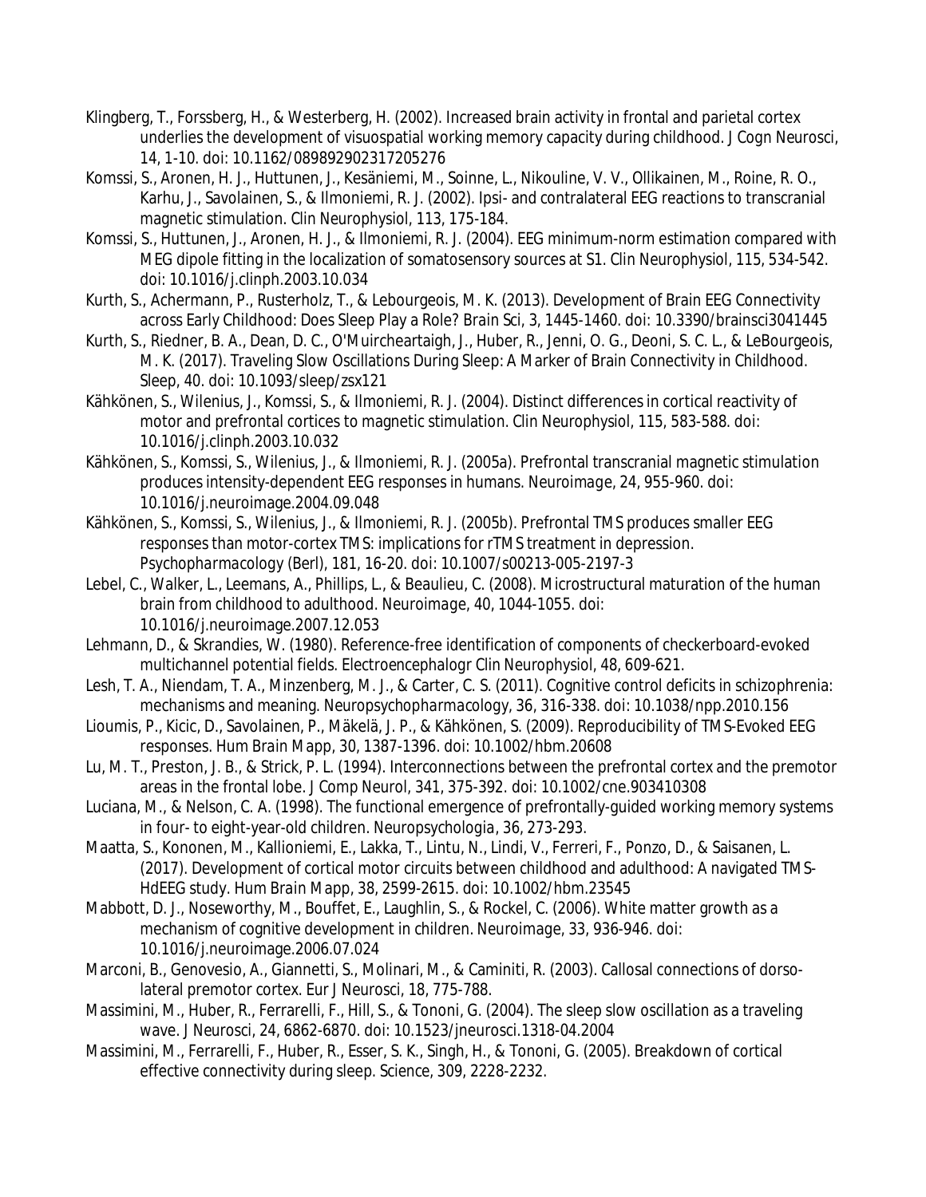Klingberg, T., Forssberg, H., & Westerberg, H. (2002). Increased brain activity in frontal and parietal cortex underlies the development of visuospatial working memory capacity during childhood. J Cogn Neurosci, 14, 1-10. doi: 10.1162/089892902317205276

Komssi, S., Aronen, H. J., Huttunen, J., Kesäniemi, M., Soinne, L., Nikouline, V. V., Ollikainen, M., Roine, R. O., Karhu, J., Savolainen, S., & Ilmoniemi, R. J. (2002). Ipsi- and contralateral EEG reactions to transcranial magnetic stimulation. Clin Neurophysiol, 113, 175-184.

Komssi, S., Huttunen, J., Aronen, H. J., & Ilmoniemi, R. J. (2004). EEG minimum-norm estimation compared with MEG dipole fitting in the localization of somatosensory sources at S1. Clin Neurophysiol, 115, 534-542. doi: 10.1016/j.clinph.2003.10.034

Kurth, S., Achermann, P., Rusterholz, T., & Lebourgeois, M. K. (2013). Development of Brain EEG Connectivity across Early Childhood: Does Sleep Play a Role? Brain Sci, 3, 1445-1460. doi: 10.3390/brainsci3041445

Kurth, S., Riedner, B. A., Dean, D. C., O'Muircheartaigh, J., Huber, R., Jenni, O. G., Deoni, S. C. L., & LeBourgeois, M. K. (2017). Traveling Slow Oscillations During Sleep: A Marker of Brain Connectivity in Childhood. Sleep, 40. doi: 10.1093/sleep/zsx121

Kähkönen, S., Wilenius, J., Komssi, S., & Ilmoniemi, R. J. (2004). Distinct differences in cortical reactivity of motor and prefrontal cortices to magnetic stimulation. Clin Neurophysiol, 115, 583-588. doi: 10.1016/j.clinph.2003.10.032

Kähkönen, S., Komssi, S., Wilenius, J., & Ilmoniemi, R. J. (2005a). Prefrontal transcranial magnetic stimulation produces intensity-dependent EEG responses in humans. Neuroimage, 24, 955-960. doi: 10.1016/j.neuroimage.2004.09.048

Kähkönen, S., Komssi, S., Wilenius, J., & Ilmoniemi, R. J. (2005b). Prefrontal TMS produces smaller EEG responses than motor-cortex TMS: implications for rTMS treatment in depression. Psychopharmacology (Berl), 181, 16-20. doi: 10.1007/s00213-005-2197-3

Lebel, C., Walker, L., Leemans, A., Phillips, L., & Beaulieu, C. (2008). Microstructural maturation of the human brain from childhood to adulthood. Neuroimage, 40, 1044-1055. doi: 10.1016/j.neuroimage.2007.12.053

Lehmann, D., & Skrandies, W. (1980). Reference-free identification of components of checkerboard-evoked multichannel potential fields. Electroencephalogr Clin Neurophysiol, 48, 609-621.

Lesh, T. A., Niendam, T. A., Minzenberg, M. J., & Carter, C. S. (2011). Cognitive control deficits in schizophrenia: mechanisms and meaning. Neuropsychopharmacology, 36, 316-338. doi: 10.1038/npp.2010.156

Lioumis, P., Kicic, D., Savolainen, P., Mäkelä, J. P., & Kähkönen, S. (2009). Reproducibility of TMS-Evoked EEG responses. Hum Brain Mapp, 30, 1387-1396. doi: 10.1002/hbm.20608

Lu, M. T., Preston, J. B., & Strick, P. L. (1994). Interconnections between the prefrontal cortex and the premotor areas in the frontal lobe. J Comp Neurol, 341, 375-392. doi: 10.1002/cne.903410308

Luciana, M., & Nelson, C. A. (1998). The functional emergence of prefrontally-guided working memory systems in four- to eight-year-old children. Neuropsychologia, 36, 273-293.

Maatta, S., Kononen, M., Kallioniemi, E., Lakka, T., Lintu, N., Lindi, V., Ferreri, F., Ponzo, D., & Saisanen, L. (2017). Development of cortical motor circuits between childhood and adulthood: A navigated TMS-HdEEG study. Hum Brain Mapp, 38, 2599-2615. doi: 10.1002/hbm.23545

Mabbott, D. J., Noseworthy, M., Bouffet, E., Laughlin, S., & Rockel, C. (2006). White matter growth as a mechanism of cognitive development in children. Neuroimage, 33, 936-946. doi: 10.1016/j.neuroimage.2006.07.024

Marconi, B., Genovesio, A., Giannetti, S., Molinari, M., & Caminiti, R. (2003). Callosal connections of dorso-lateral premotor cortex. Eur J Neurosci, 18, 775-788.

Massimini, M., Huber, R., Ferrarelli, F., Hill, S., & Tononi, G. (2004). The sleep slow oscillation as a traveling wave. J Neurosci, 24, 6862-6870. doi: 10.1523/jneurosci.1318-04.2004

Massimini, M., Ferrarelli, F., Huber, R., Esser, S. K., Singh, H., & Tononi, G. (2005). Breakdown of cortical effective connectivity during sleep. Science, 309, 2228-2232.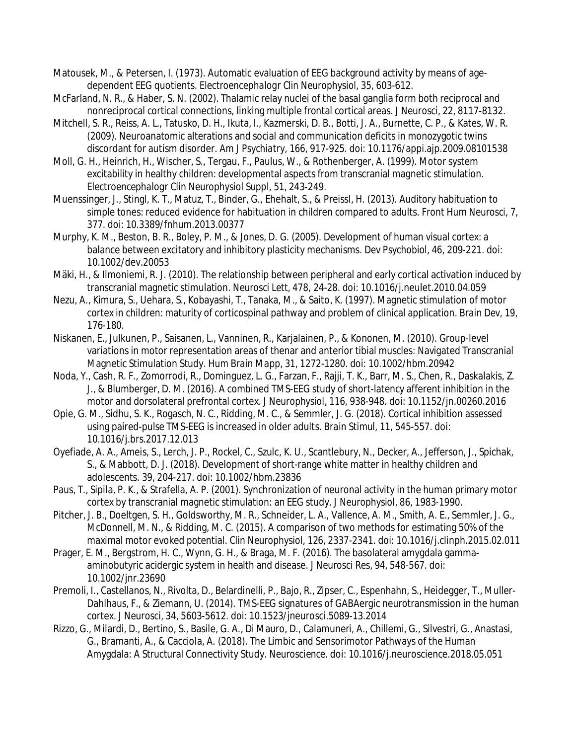Matousek, M., & Petersen, I. (1973). Automatic evaluation of EEG background activity by means of age-dependent EEG quotients. *Electroencephalogr Clin Neurophysiol, 35*, 603-612.

McFarland, N. R., & Haber, S. N. (2002). Thalamic relay nuclei of the basal ganglia form both reciprocal and nonreciprocal cortical connections, linking multiple frontal cortical areas. *J Neurosci, 22*, 8117-8132.

Mitchell, S. R., Reiss, A. L., Tatusko, D. H., Ikuta, I., Kazmerski, D. B., Botti, J. A., Burnette, C. P., & Kates, W. R. (2009). Neuroanatomic alterations and social and communication deficits in monozygotic twins discordant for autism disorder. *Am J Psychiatry, 166*, 917-925. doi: 10.1176/appi.ajp.2009.08101538

Moll, G. H., Heinrich, H., Wischer, S., Tergau, F., Paulus, W., & Rothenberger, A. (1999). Motor system excitability in healthy children: developmental aspects from transcranial magnetic stimulation. *Electroencephalogr Clin Neurophysiol Suppl, 51*, 243-249.

Muenssinger, J., Stingl, K. T., Matuz, T., Binder, G., Ehehalt, S., & Preissl, H. (2013). Auditory habituation to simple tones: reduced evidence for habituation in children compared to adults. *Front Hum Neurosci, 7*, 377. doi: 10.3389/fnhum.2013.00377

Murphy, K. M., Beston, B. R., Boley, P. M., & Jones, D. G. (2005). Development of human visual cortex: a balance between excitatory and inhibitory plasticity mechanisms. *Dev Psychobiol, 46*, 209-221. doi: 10.1002/dev.20053

Mäki, H., & Ilmoniemi, R. J. (2010). The relationship between peripheral and early cortical activation induced by transcranial magnetic stimulation. *Neurosci Lett, 478*, 24-28. doi: 10.1016/j.neulet.2010.04.059

Nezu, A., Kimura, S., Uehara, S., Kobayashi, T., Tanaka, M., & Saito, K. (1997). Magnetic stimulation of motor cortex in children: maturity of corticospinal pathway and problem of clinical application. *Brain Dev, 19*, 176-180.

Niskanen, E., Julkunen, P., Saisanen, L., Vanninen, R., Karjalainen, P., & Kononen, M. (2010). Group-level variations in motor representation areas of thenar and anterior tibial muscles: Navigated Transcranial Magnetic Stimulation Study. *Hum Brain Mapp, 31*, 1272-1280. doi: 10.1002/hbm.20942

Noda, Y., Cash, R. F., Zomorrodi, R., Dominguez, L. G., Farzan, F., Rajji, T. K., Barr, M. S., Chen, R., Daskalakis, Z. J., & Blumberger, D. M. (2016). A combined TMS-EEG study of short-latency afferent inhibition in the motor and dorsolateral prefrontal cortex. *J Neurophysiol, 116*, 938-948. doi: 10.1152/jn.00260.2016

Opie, G. M., Sidhu, S. K., Rogasch, N. C., Ridding, M. C., & Semmler, J. G. (2018). Cortical inhibition assessed using paired-pulse TMS-EEG is increased in older adults. *Brain Stimul, 11*, 545-557. doi: 10.1016/j.brs.2017.12.013

Oyefiade, A. A., Ameis, S., Lerch, J. P., Rockel, C., Szulc, K. U., Scantlebury, N., Decker, A., Jefferson, J., Spichak, S., & Mabbott, D. J. (2018). Development of short-range white matter in healthy children and adolescents. *39*, 204-217. doi: 10.1002/hbm.23836

Paus, T., Sipila, P. K., & Strafella, A. P. (2001). Synchronization of neuronal activity in the human primary motor cortex by transcranial magnetic stimulation: an EEG study. *J Neurophysiol, 86*, 1983-1990.

Pitcher, J. B., Doeltgen, S. H., Goldsworthy, M. R., Schneider, L. A., Vallence, A. M., Smith, A. E., Semmler, J. G., McDonnell, M. N., & Ridding, M. C. (2015). A comparison of two methods for estimating 50% of the maximal motor evoked potential. *Clin Neurophysiol, 126*, 2337-2341. doi: 10.1016/j.clinph.2015.02.011

Prager, E. M., Bergstrom, H. C., Wynn, G. H., & Braga, M. F. (2016). The basolateral amygdala gamma-aminobutyric acidergic system in health and disease. *J Neurosci Res, 94*, 548-567. doi: 10.1002/jnr.23690

Premoli, I., Castellanos, N., Rivolta, D., Belardinelli, P., Bajo, R., Zipser, C., Espenhahn, S., Heidegger, T., Muller-Dahlhaus, F., & Ziemann, U. (2014). TMS-EEG signatures of GABAergic neurotransmission in the human cortex. *J Neurosci, 34*, 5603-5612. doi: 10.1523/jneurosci.5089-13.2014

Rizzo, G., Milardi, D., Bertino, S., Basile, G. A., Di Mauro, D., Calamuneri, A., Chillemi, G., Silvestri, G., Anastasi, G., Bramanti, A., & Cacciola, A. (2018). The Limbic and Sensorimotor Pathways of the Human Amygdala: A Structural Connectivity Study. *Neuroscience*. doi: 10.1016/j.neuroscience.2018.05.051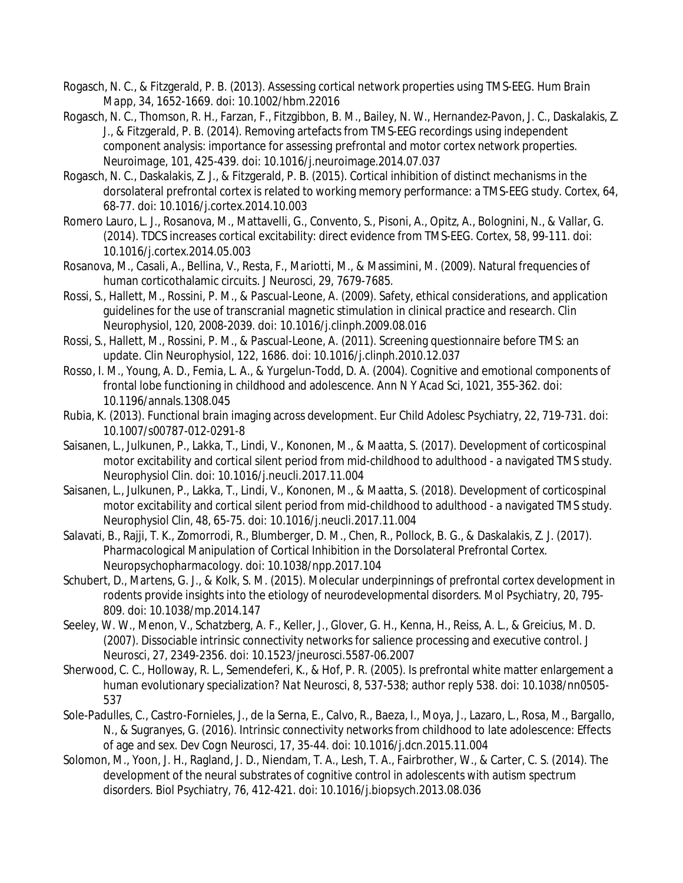Rogasch, N. C., & Fitzgerald, P. B. (2013). Assessing cortical network properties using TMS-EEG. *Hum Brain Mapp*, 34, 1652-1669. doi: 10.1002/hbm.22016

Rogasch, N. C., Thomson, R. H., Farzan, F., Fitzgibbon, B. M., Bailey, N. W., Hernandez-Pavon, J. C., Daskalakis, Z. J., & Fitzgerald, P. B. (2014). Removing artefacts from TMS-EEG recordings using independent component analysis: importance for assessing prefrontal and motor cortex network properties. *Neuroimage*, 101, 425-439. doi: 10.1016/j.neuroimage.2014.07.037

Rogasch, N. C., Daskalakis, Z. J., & Fitzgerald, P. B. (2015). Cortical inhibition of distinct mechanisms in the dorsolateral prefrontal cortex is related to working memory performance: a TMS-EEG study. *Cortex*, 64, 68-77. doi: 10.1016/j.cortex.2014.10.003

Romero Lauro, L. J., Rosanova, M., Mattavelli, G., Convento, S., Pisoni, A., Opitz, A., Bolognini, N., & Vallar, G. (2014). TDCS increases cortical excitability: direct evidence from TMS-EEG. *Cortex*, 58, 99-111. doi: 10.1016/j.cortex.2014.05.003

Rosanova, M., Casali, A., Bellina, V., Resta, F., Mariotti, M., & Massimini, M. (2009). Natural frequencies of human corticothalamic circuits. *J Neurosci*, 29, 7679-7685.

Rossi, S., Hallett, M., Rossini, P. M., & Pascual-Leone, A. (2009). Safety, ethical considerations, and application guidelines for the use of transcranial magnetic stimulation in clinical practice and research. *Clin Neurophysiol*, 120, 2008-2039. doi: 10.1016/j.clinph.2009.08.016

Rossi, S., Hallett, M., Rossini, P. M., & Pascual-Leone, A. (2011). Screening questionnaire before TMS: an update. *Clin Neurophysiol*, 122, 1686. doi: 10.1016/j.clinph.2010.12.037

Rosso, I. M., Young, A. D., Femia, L. A., & Yurgelun-Todd, D. A. (2004). Cognitive and emotional components of frontal lobe functioning in childhood and adolescence. *Ann N Y Acad Sci*, 1021, 355-362. doi: 10.1196/annals.1308.045

Rubia, K. (2013). Functional brain imaging across development. *Eur Child Adolesc Psychiatry*, 22, 719-731. doi: 10.1007/s00787-012-0291-8

Saisanen, L., Julkunen, P., Lakka, T., Lindi, V., Kononen, M., & Maatta, S. (2017). Development of corticospinal motor excitability and cortical silent period from mid-childhood to adulthood - a navigated TMS study. *Neurophysiol Clin*. doi: 10.1016/j.neucli.2017.11.004

Saisanen, L., Julkunen, P., Lakka, T., Lindi, V., Kononen, M., & Maatta, S. (2018). Development of corticospinal motor excitability and cortical silent period from mid-childhood to adulthood - a navigated TMS study. *Neurophysiol Clin*, 48, 65-75. doi: 10.1016/j.neucli.2017.11.004

Salavati, B., Rajji, T. K., Zomorrodi, R., Blumberger, D. M., Chen, R., Pollock, B. G., & Daskalakis, Z. J. (2017). Pharmacological Manipulation of Cortical Inhibition in the Dorsolateral Prefrontal Cortex. *Neuropsychopharmacology*. doi: 10.1038/npp.2017.104

Schubert, D., Martens, G. J., & Kolk, S. M. (2015). Molecular underpinnings of prefrontal cortex development in rodents provide insights into the etiology of neurodevelopmental disorders. *Mol Psychiatry*, 20, 795-809. doi: 10.1038/mp.2014.147

Seeley, W. W., Menon, V., Schatzberg, A. F., Keller, J., Glover, G. H., Kenna, H., Reiss, A. L., & Greicius, M. D. (2007). Dissociable intrinsic connectivity networks for salience processing and executive control. *J Neurosci*, 27, 2349-2356. doi: 10.1523/jneurosci.5587-06.2007

Sherwood, C. C., Holloway, R. L., Semendeferi, K., & Hof, P. R. (2005). Is prefrontal white matter enlargement a human evolutionary specialization? *Nat Neurosci*, 8, 537-538; author reply 538. doi: 10.1038/nn0505-537

Sole-Padulles, C., Castro-Fornieles, J., de la Serna, E., Calvo, R., Baeza, I., Moya, J., Lazaro, L., Rosa, M., Bargallo, N., & Sugranyes, G. (2016). Intrinsic connectivity networks from childhood to late adolescence: Effects of age and sex. *Dev Cogn Neurosci*, 17, 35-44. doi: 10.1016/j.dcn.2015.11.004

Solomon, M., Yoon, J. H., Ragland, J. D., Niendam, T. A., Lesh, T. A., Fairbrother, W., & Carter, C. S. (2014). The development of the neural substrates of cognitive control in adolescents with autism spectrum disorders. *Biol Psychiatry*, 76, 412-421. doi: 10.1016/j.biopsych.2013.08.036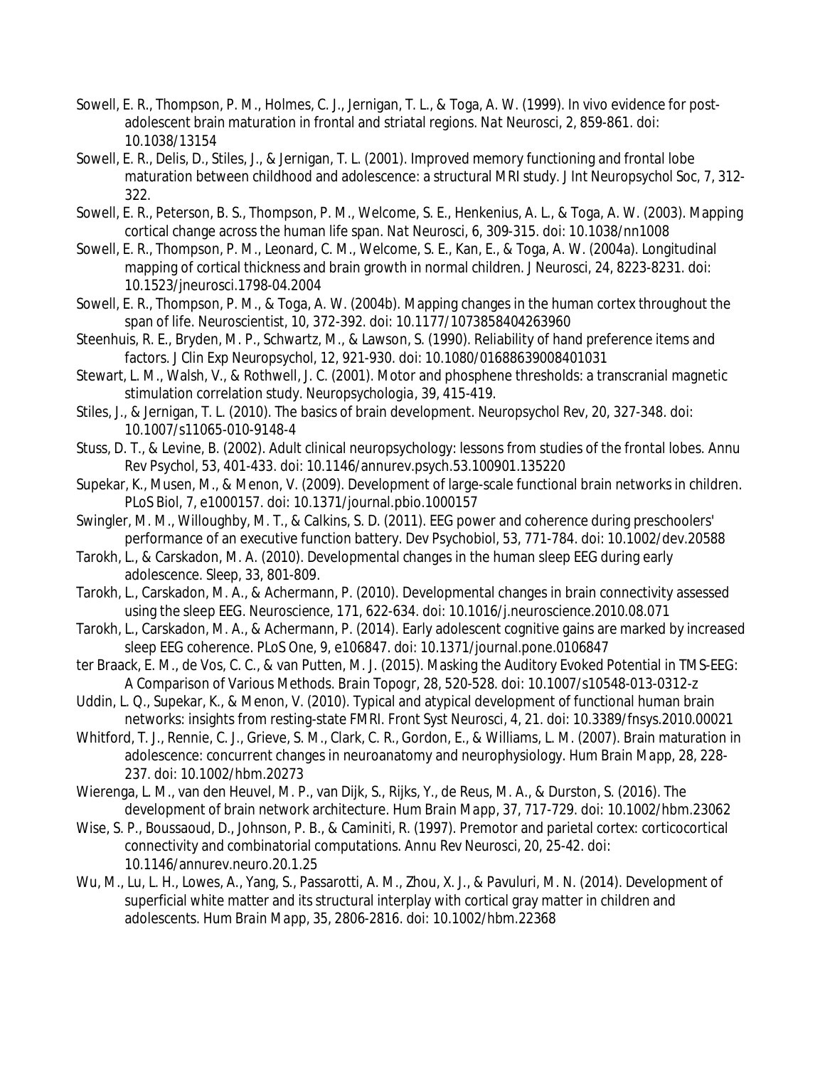Sowell, E. R., Thompson, P. M., Holmes, C. J., Jernigan, T. L., & Toga, A. W. (1999). In vivo evidence for post-adolescent brain maturation in frontal and striatal regions. Nat Neurosci, 2, 859-861. doi: 10.1038/13154

Sowell, E. R., Delis, D., Stiles, J., & Jernigan, T. L. (2001). Improved memory functioning and frontal lobe maturation between childhood and adolescence: a structural MRI study. J Int Neuropsychol Soc, 7, 312-322.

Sowell, E. R., Peterson, B. S., Thompson, P. M., Welcome, S. E., Henkenius, A. L., & Toga, A. W. (2003). Mapping cortical change across the human life span. Nat Neurosci, 6, 309-315. doi: 10.1038/nn1008

Sowell, E. R., Thompson, P. M., Leonard, C. M., Welcome, S. E., Kan, E., & Toga, A. W. (2004a). Longitudinal mapping of cortical thickness and brain growth in normal children. J Neurosci, 24, 8223-8231. doi: 10.1523/jneurosci.1798-04.2004

Sowell, E. R., Thompson, P. M., & Toga, A. W. (2004b). Mapping changes in the human cortex throughout the span of life. Neuroscientist, 10, 372-392. doi: 10.1177/1073858404263960

Steenhuis, R. E., Bryden, M. P., Schwartz, M., & Lawson, S. (1990). Reliability of hand preference items and factors. J Clin Exp Neuropsychol, 12, 921-930. doi: 10.1080/01688639008401031

Stewart, L. M., Walsh, V., & Rothwell, J. C. (2001). Motor and phosphene thresholds: a transcranial magnetic stimulation correlation study. Neuropsychologia, 39, 415-419.

Stiles, J., & Jernigan, T. L. (2010). The basics of brain development. Neuropsychol Rev, 20, 327-348. doi: 10.1007/s11065-010-9148-4

Stuss, D. T., & Levine, B. (2002). Adult clinical neuropsychology: lessons from studies of the frontal lobes. Annu Rev Psychol, 53, 401-433. doi: 10.1146/annurev.psych.53.100901.135220

Supekar, K., Musen, M., & Menon, V. (2009). Development of large-scale functional brain networks in children. PLoS Biol, 7, e1000157. doi: 10.1371/journal.pbio.1000157

Swingler, M. M., Willoughby, M. T., & Calkins, S. D. (2011). EEG power and coherence during preschoolers' performance of an executive function battery. Dev Psychobiol, 53, 771-784. doi: 10.1002/dev.20588

Tarokh, L., & Carskadon, M. A. (2010). Developmental changes in the human sleep EEG during early adolescence. Sleep, 33, 801-809.

Tarokh, L., Carskadon, M. A., & Achermann, P. (2010). Developmental changes in brain connectivity assessed using the sleep EEG. Neuroscience, 171, 622-634. doi: 10.1016/j.neuroscience.2010.08.071

Tarokh, L., Carskadon, M. A., & Achermann, P. (2014). Early adolescent cognitive gains are marked by increased sleep EEG coherence. PLoS One, 9, e106847. doi: 10.1371/journal.pone.0106847

ter Braack, E. M., de Vos, C. C., & van Putten, M. J. (2015). Masking the Auditory Evoked Potential in TMS-EEG: A Comparison of Various Methods. Brain Topogr, 28, 520-528. doi: 10.1007/s10548-013-0312-z

Uddin, L. Q., Supekar, K., & Menon, V. (2010). Typical and atypical development of functional human brain networks: insights from resting-state FMRI. Front Syst Neurosci, 4, 21. doi: 10.3389/fnsys.2010.00021

Whitford, T. J., Rennie, C. J., Grieve, S. M., Clark, C. R., Gordon, E., & Williams, L. M. (2007). Brain maturation in adolescence: concurrent changes in neuroanatomy and neurophysiology. Hum Brain Mapp, 28, 228-237. doi: 10.1002/hbm.20273

Wierenga, L. M., van den Heuvel, M. P., van Dijk, S., Rijks, Y., de Reus, M. A., & Durston, S. (2016). The development of brain network architecture. Hum Brain Mapp, 37, 717-729. doi: 10.1002/hbm.23062

Wise, S. P., Boussaoud, D., Johnson, P. B., & Caminiti, R. (1997). Premotor and parietal cortex: corticocortical connectivity and combinatorial computations. Annu Rev Neurosci, 20, 25-42. doi: 10.1146/annurev.neuro.20.1.25

Wu, M., Lu, L. H., Lowes, A., Yang, S., Passarotti, A. M., Zhou, X. J., & Pavuluri, M. N. (2014). Development of superficial white matter and its structural interplay with cortical gray matter in children and adolescents. Hum Brain Mapp, 35, 2806-2816. doi: 10.1002/hbm.22368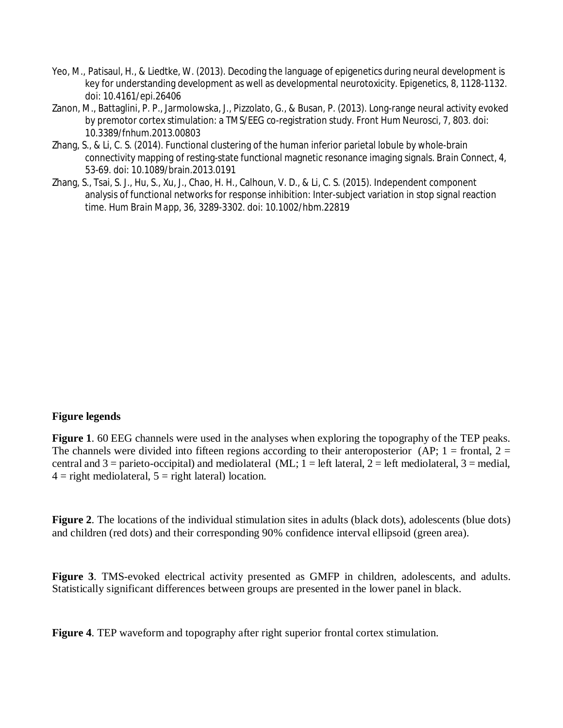Yeo, M., Patisaul, H., & Liedtke, W. (2013). Decoding the language of epigenetics during neural development is key for understanding development as well as developmental neurotoxicity. Epigenetics, 8, 1128-1132. doi: 10.4161/epi.26406

Zanon, M., Battaglini, P. P., Jarmolowska, J., Pizzolato, G., & Busan, P. (2013). Long-range neural activity evoked by premotor cortex stimulation: a TMS/EEG co-registration study. Front Hum Neurosci, 7, 803. doi: 10.3389/fnhum.2013.00803

Zhang, S., & Li, C. S. (2014). Functional clustering of the human inferior parietal lobule by whole-brain connectivity mapping of resting-state functional magnetic resonance imaging signals. Brain Connect, 4, 53-69. doi: 10.1089/brain.2013.0191

Zhang, S., Tsai, S. J., Hu, S., Xu, J., Chao, H. H., Calhoun, V. D., & Li, C. S. (2015). Independent component analysis of functional networks for response inhibition: Inter-subject variation in stop signal reaction time. Hum Brain Mapp, 36, 3289-3302. doi: 10.1002/hbm.22819

## Figure legends

**Figure 1**. 60 EEG channels were used in the analyses when exploring the topography of the TEP peaks. The channels were divided into fifteen regions according to their anteroposterior (AP; 1 = frontal, 2 = central and 3 = parieto-occipital) and mediolateral (ML; 1 = left lateral, 2 = left mediolateral, 3 = medial, 4 = right mediolateral, 5 = right lateral) location.

**Figure 2**. The locations of the individual stimulation sites in adults (black dots), adolescents (blue dots) and children (red dots) and their corresponding 90% confidence interval ellipsoid (green area).

**Figure 3**. TMS-evoked electrical activity presented as GMFP in children, adolescents, and adults. Statistically significant differences between groups are presented in the lower panel in black.

**Figure 4**. TEP waveform and topography after right superior frontal cortex stimulation.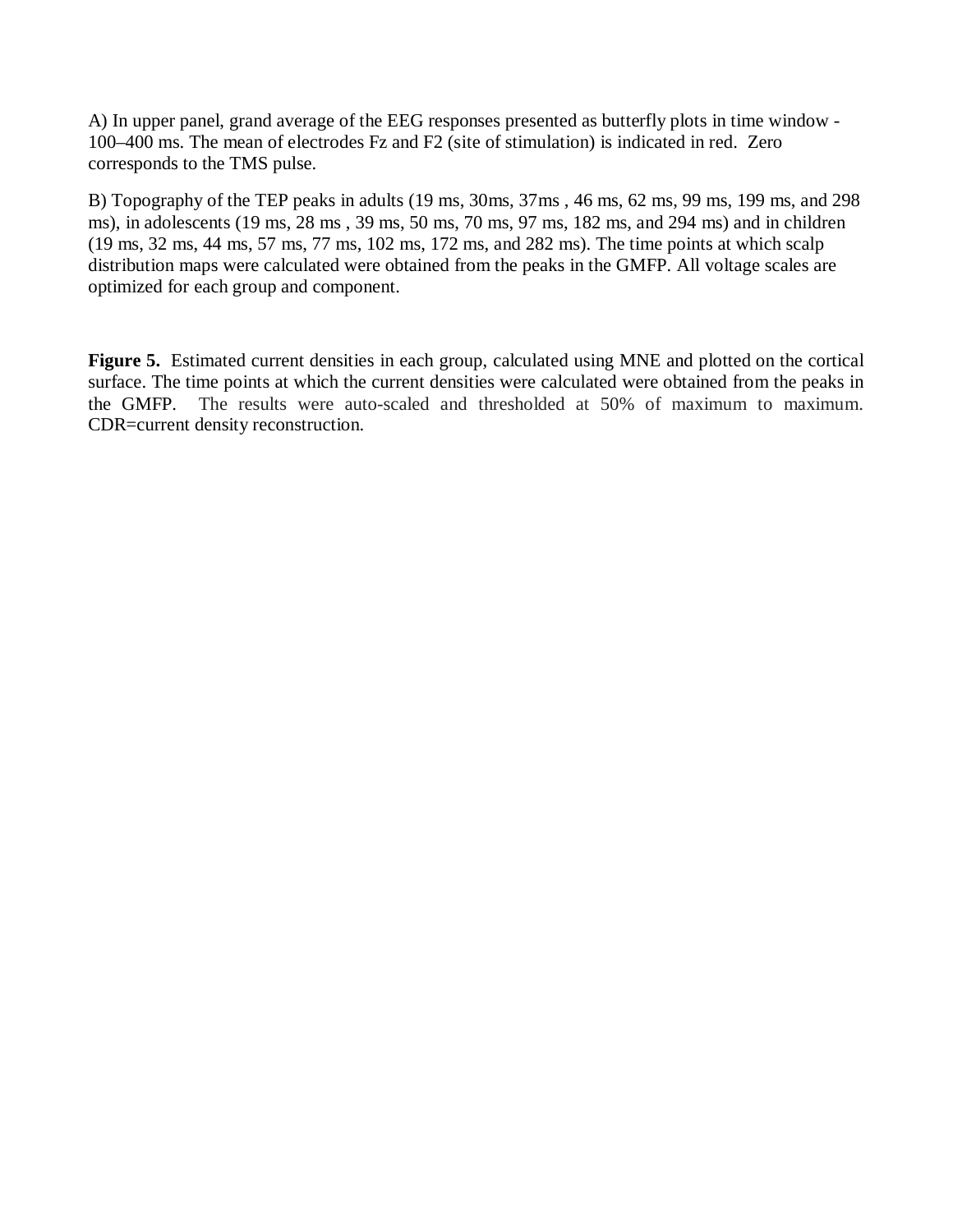A) In upper panel, grand average of the EEG responses presented as butterfly plots in time window -100–400 ms. The mean of electrodes Fz and F2 (site of stimulation) is indicated in red.  Zero corresponds to the TMS pulse.

B) Topography of the TEP peaks in adults (19 ms, 30ms, 37ms , 46 ms, 62 ms, 99 ms, 199 ms, and 298 ms), in adolescents (19 ms, 28 ms , 39 ms, 50 ms, 70 ms, 97 ms, 182 ms, and 294 ms) and in children (19 ms, 32 ms, 44 ms, 57 ms, 77 ms, 102 ms, 172 ms, and 282 ms). The time points at which scalp distribution maps were calculated were obtained from the peaks in the GMFP. All voltage scales are optimized for each group and component.

**Figure 5.** Estimated current densities in each group, calculated using MNE and plotted on the cortical surface. The time points at which the current densities were calculated were obtained from the peaks in the GMFP. The results were auto-scaled and thresholded at 50% of maximum to maximum. CDR=current density reconstruction.